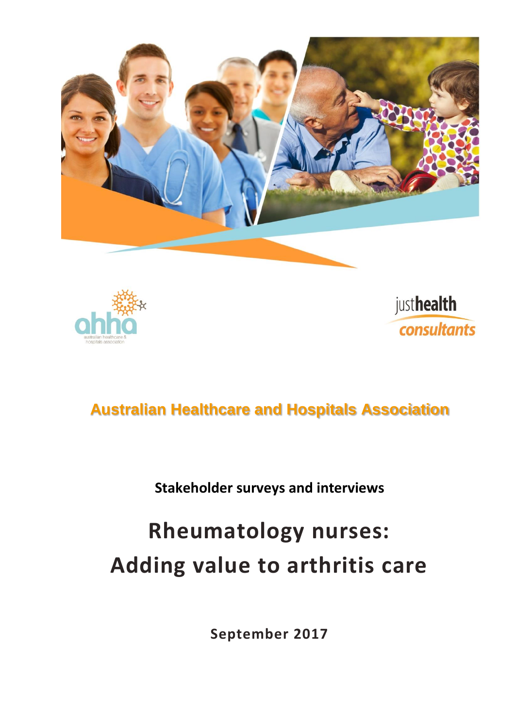Australian Healthcare and Hospitals Association

**Stakeholder surveys and interviews**

# Rheumatology nurses: Adding value to arthritis care

**September 2017**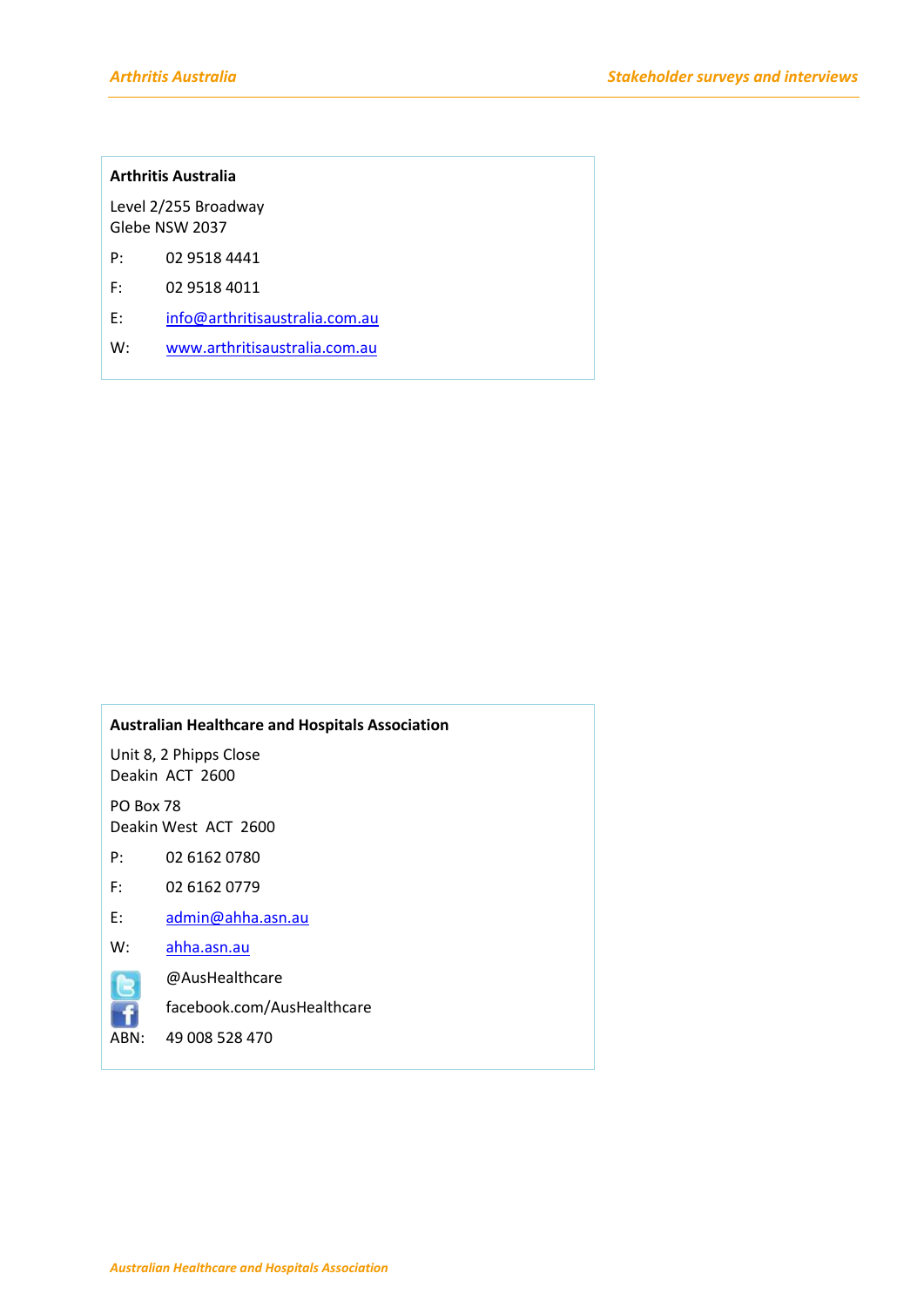**Arthritis Australia**

Level 2/255 Broadway
Glebe NSW 2037

P: 02 9518 4441

F: 02 9518 4011

E: info@arthritisaustralia.com.au

W: www.arthritisaustralia.com.au

**Australian Healthcare and Hospitals Association**

Unit 8, 2 Phipps Close
Deakin ACT 2600

PO Box 78
Deakin West ACT 2600

P: 02 6162 0780

F: 02 6162 0779

E: admin@ahha.asn.au

W: ahha.asn.au

@AusHealthcare

facebook.com/AusHealthcare

ABN: 49 008 528 470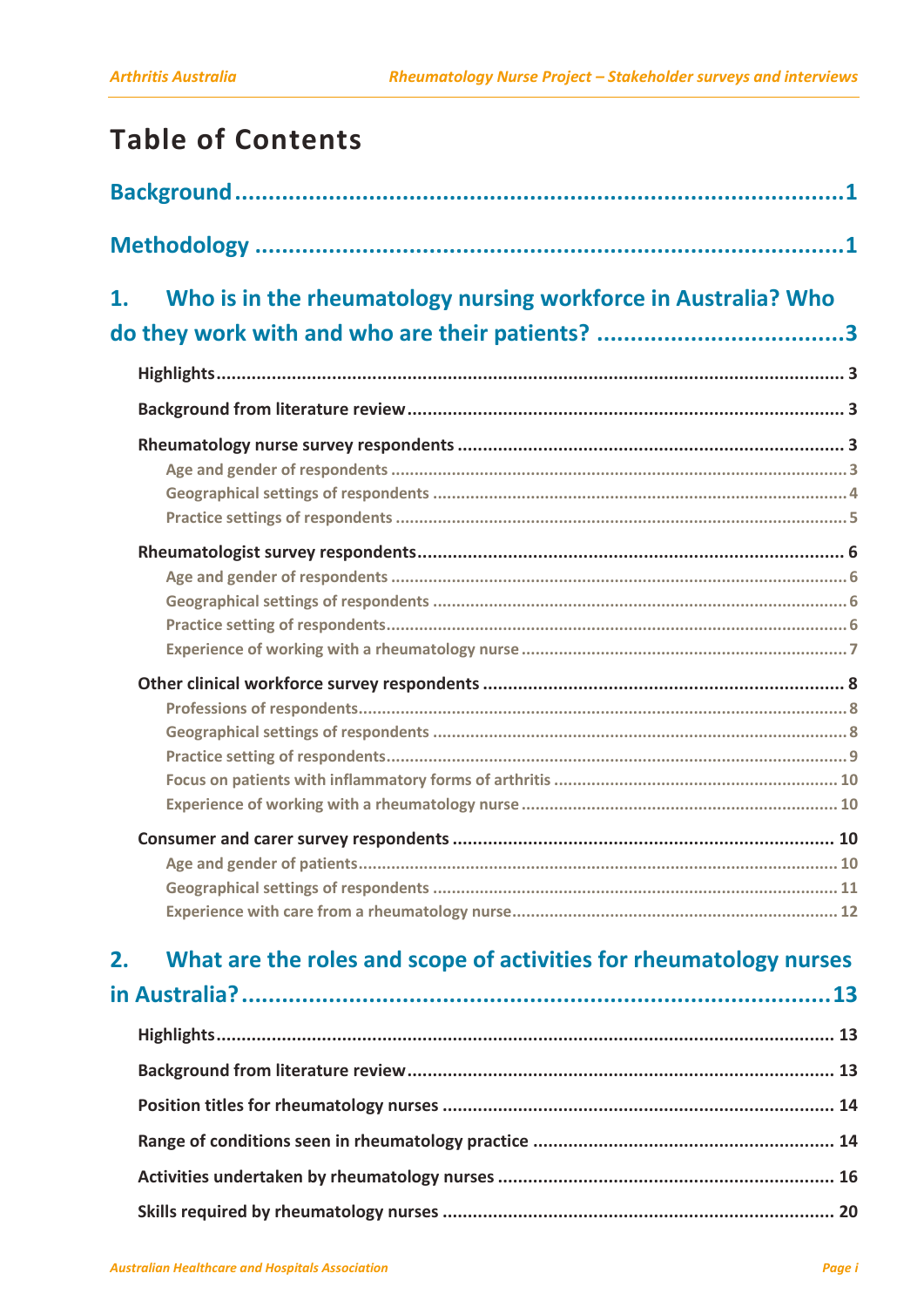# Table of Contents

**Background** ........................................................................................1

**Methodology** ......................................................................................1

**1. Who is in the rheumatology nursing workforce in Australia? Who do they work with and who are their patients?** ....................................3

- **Highlights** ........................................................................................ 3
- **Background from literature review** ..................................................... 3
- **Rheumatology nurse survey respondents** ........................................... 3
  - Age and gender of respondents ........................................................ 3
  - Geographical settings of respondents ................................................ 4
  - Practice settings of respondents ....................................................... 5
- **Rheumatologist survey respondents** .................................................. 6
  - Age and gender of respondents ........................................................ 6
  - Geographical settings of respondents ................................................ 6
  - Practice setting of respondents ......................................................... 6
  - Experience of working with a rheumatology nurse .............................. 7
- **Other clinical workforce survey respondents** ..................................... 8
  - Professions of respondents ............................................................... 8
  - Geographical settings of respondents ................................................ 8
  - Practice setting of respondents ......................................................... 9
  - Focus on patients with inflammatory forms of arthritis ...................... 10
  - Experience of working with a rheumatology nurse ............................ 10
- **Consumer and carer survey respondents** ......................................... 10
  - Age and gender of patients ............................................................. 10
  - Geographical settings of respondents .............................................. 11
  - Experience with care from a rheumatology nurse .............................. 12

**2. What are the roles and scope of activities for rheumatology nurses in Australia?** ..........................................................................13

- **Highlights** ...................................................................................... 13
- **Background from literature review** ................................................... 13
- **Position titles for rheumatology nurses** ............................................ 14
- **Range of conditions seen in rheumatology practice** ........................... 14
- **Activities undertaken by rheumatology nurses** .................................. 16
- **Skills required by rheumatology nurses** ........................................... 20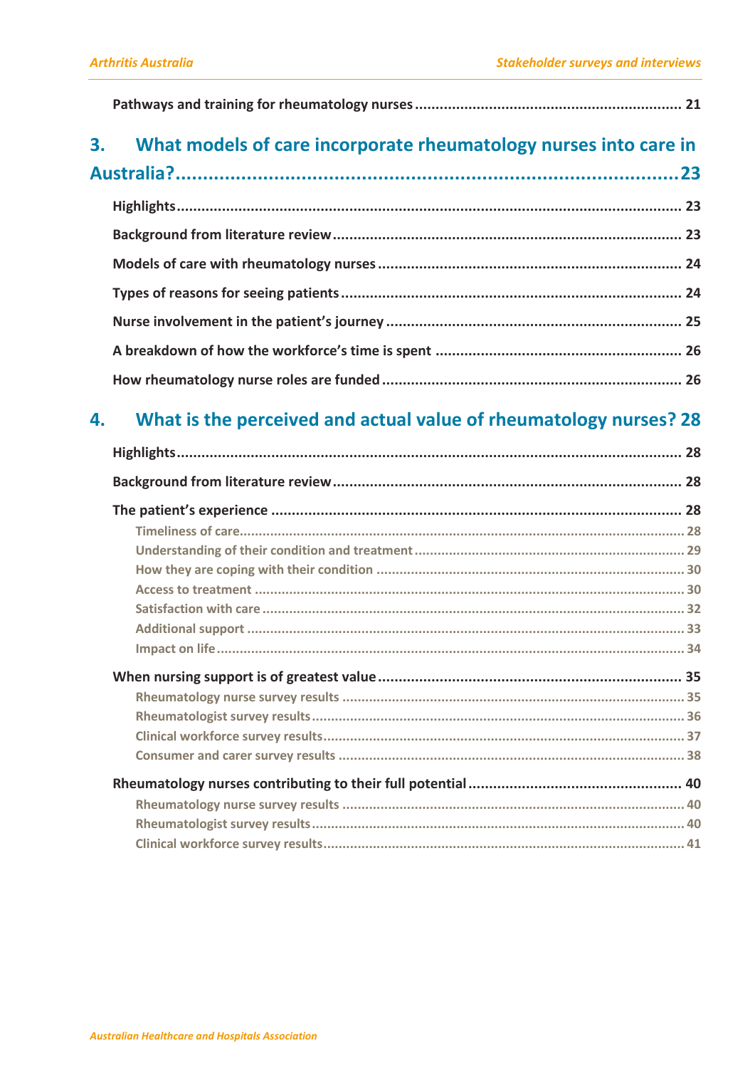Pathways and training for rheumatology nurses ..... 21

**3. What models of care incorporate rheumatology nurses into care in Australia? ..... 23**

Highlights ..... 23

Background from literature review ..... 23

Models of care with rheumatology nurses ..... 24

Types of reasons for seeing patients ..... 24

Nurse involvement in the patient's journey ..... 25

A breakdown of how the workforce's time is spent ..... 26

How rheumatology nurse roles are funded ..... 26

**4. What is the perceived and actual value of rheumatology nurses? 28**

Highlights ..... 28

Background from literature review ..... 28

The patient's experience ..... 28

- Timeliness of care ..... 28
- Understanding of their condition and treatment ..... 29
- How they are coping with their condition ..... 30
- Access to treatment ..... 30
- Satisfaction with care ..... 32
- Additional support ..... 33
- Impact on life ..... 34

When nursing support is of greatest value ..... 35

- Rheumatology nurse survey results ..... 35
- Rheumatologist survey results ..... 36
- Clinical workforce survey results ..... 37
- Consumer and carer survey results ..... 38

Rheumatology nurses contributing to their full potential ..... 40

- Rheumatology nurse survey results ..... 40
- Rheumatologist survey results ..... 40
- Clinical workforce survey results ..... 41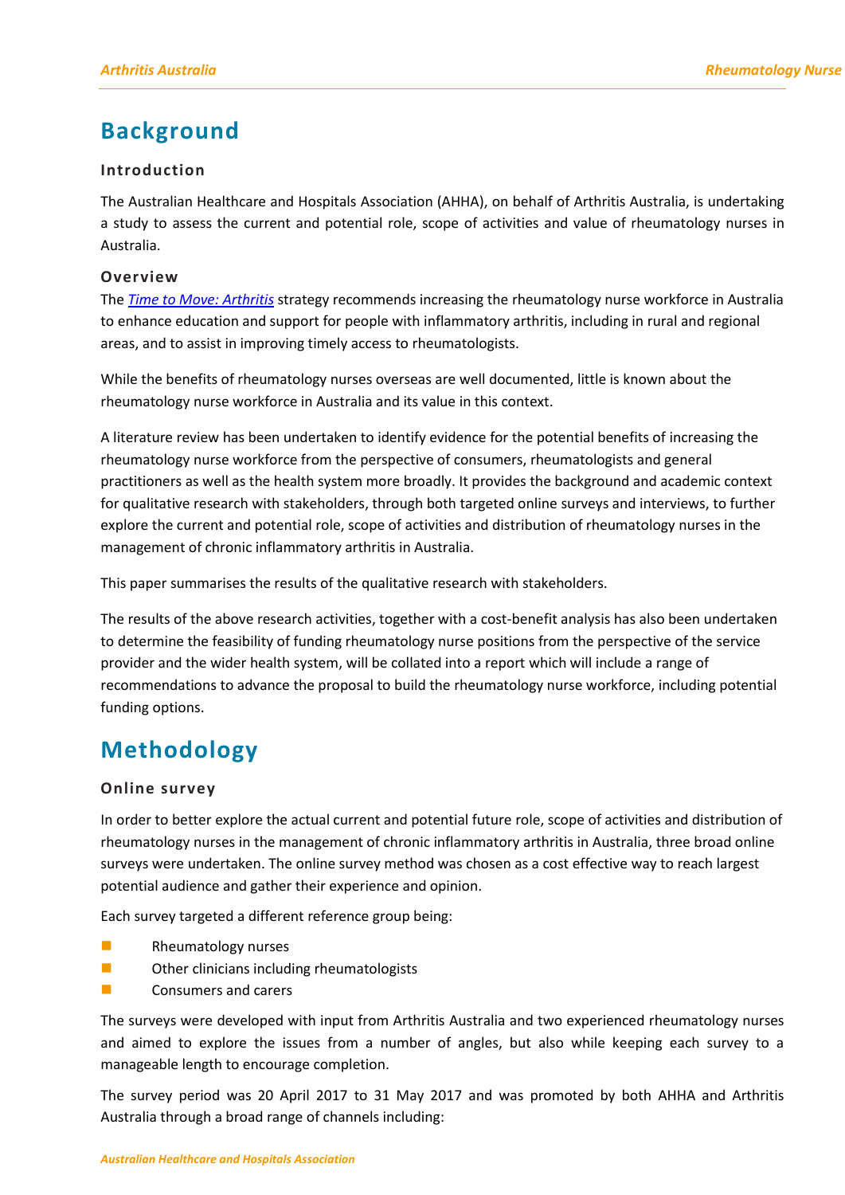# Background

## Introduction

The Australian Healthcare and Hospitals Association (AHHA), on behalf of Arthritis Australia, is undertaking a study to assess the current and potential role, scope of activities and value of rheumatology nurses in Australia.

## Overview

The *Time to Move: Arthritis* strategy recommends increasing the rheumatology nurse workforce in Australia to enhance education and support for people with inflammatory arthritis, including in rural and regional areas, and to assist in improving timely access to rheumatologists.

While the benefits of rheumatology nurses overseas are well documented, little is known about the rheumatology nurse workforce in Australia and its value in this context.

A literature review has been undertaken to identify evidence for the potential benefits of increasing the rheumatology nurse workforce from the perspective of consumers, rheumatologists and general practitioners as well as the health system more broadly. It provides the background and academic context for qualitative research with stakeholders, through both targeted online surveys and interviews, to further explore the current and potential role, scope of activities and distribution of rheumatology nurses in the management of chronic inflammatory arthritis in Australia.

This paper summarises the results of the qualitative research with stakeholders.

The results of the above research activities, together with a cost-benefit analysis has also been undertaken to determine the feasibility of funding rheumatology nurse positions from the perspective of the service provider and the wider health system, will be collated into a report which will include a range of recommendations to advance the proposal to build the rheumatology nurse workforce, including potential funding options.

# Methodology

## Online survey

In order to better explore the actual current and potential future role, scope of activities and distribution of rheumatology nurses in the management of chronic inflammatory arthritis in Australia, three broad online surveys were undertaken. The online survey method was chosen as a cost effective way to reach largest potential audience and gather their experience and opinion.

Each survey targeted a different reference group being:

- Rheumatology nurses
- Other clinicians including rheumatologists
- Consumers and carers

The surveys were developed with input from Arthritis Australia and two experienced rheumatology nurses and aimed to explore the issues from a number of angles, but also while keeping each survey to a manageable length to encourage completion.

The survey period was 20 April 2017 to 31 May 2017 and was promoted by both AHHA and Arthritis Australia through a broad range of channels including: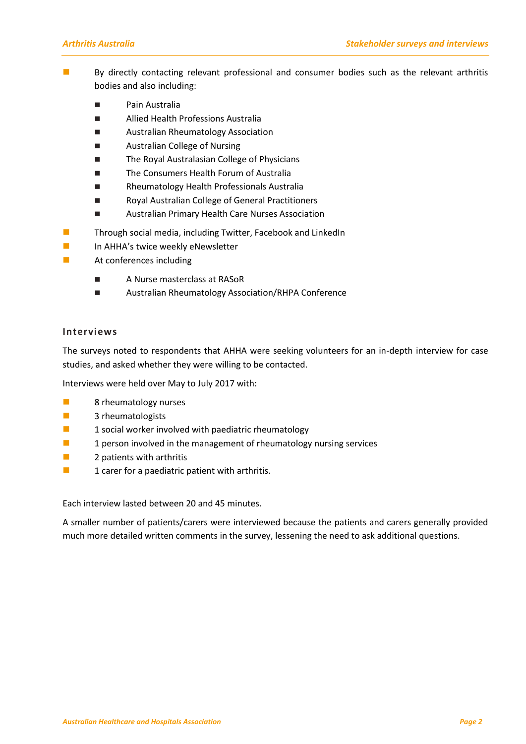- By directly contacting relevant professional and consumer bodies such as the relevant arthritis bodies and also including:
  - Pain Australia
  - Allied Health Professions Australia
  - Australian Rheumatology Association
  - Australian College of Nursing
  - The Royal Australasian College of Physicians
  - The Consumers Health Forum of Australia
  - Rheumatology Health Professionals Australia
  - Royal Australian College of General Practitioners
  - Australian Primary Health Care Nurses Association
- Through social media, including Twitter, Facebook and LinkedIn
- In AHHA's twice weekly eNewsletter
- At conferences including
  - A Nurse masterclass at RASoR
  - Australian Rheumatology Association/RHPA Conference

### Interviews

The surveys noted to respondents that AHHA were seeking volunteers for an in-depth interview for case studies, and asked whether they were willing to be contacted.

Interviews were held over May to July 2017 with:

- 8 rheumatology nurses
- 3 rheumatologists
- 1 social worker involved with paediatric rheumatology
- 1 person involved in the management of rheumatology nursing services
- 2 patients with arthritis
- 1 carer for a paediatric patient with arthritis.

Each interview lasted between 20 and 45 minutes.

A smaller number of patients/carers were interviewed because the patients and carers generally provided much more detailed written comments in the survey, lessening the need to ask additional questions.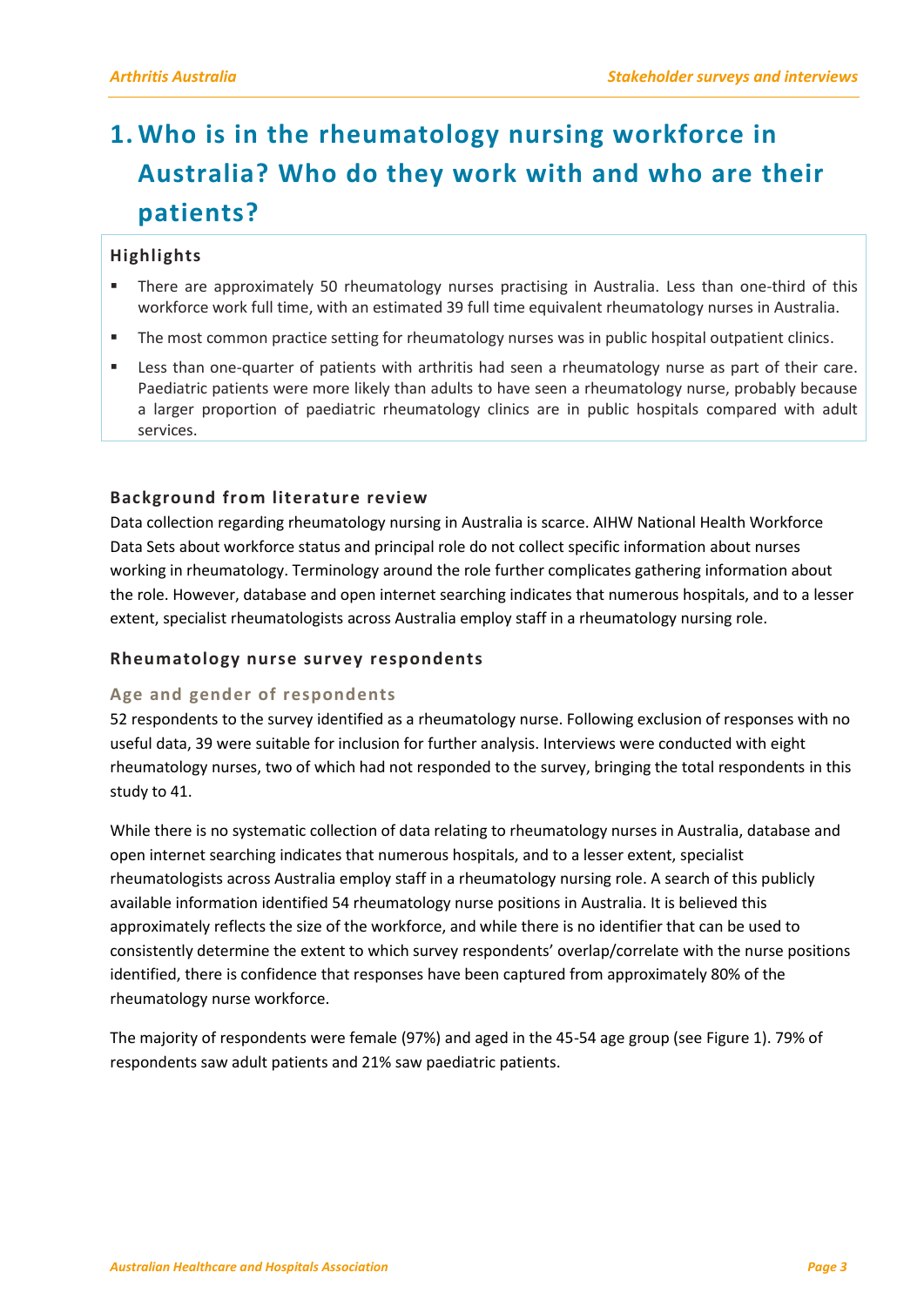# 1. Who is in the rheumatology nursing workforce in Australia? Who do they work with and who are their patients?

**Highlights**

- There are approximately 50 rheumatology nurses practising in Australia. Less than one-third of this workforce work full time, with an estimated 39 full time equivalent rheumatology nurses in Australia.
- The most common practice setting for rheumatology nurses was in public hospital outpatient clinics.
- Less than one-quarter of patients with arthritis had seen a rheumatology nurse as part of their care. Paediatric patients were more likely than adults to have seen a rheumatology nurse, probably because a larger proportion of paediatric rheumatology clinics are in public hospitals compared with adult services.

## Background from literature review

Data collection regarding rheumatology nursing in Australia is scarce. AIHW National Health Workforce Data Sets about workforce status and principal role do not collect specific information about nurses working in rheumatology. Terminology around the role further complicates gathering information about the role. However, database and open internet searching indicates that numerous hospitals, and to a lesser extent, specialist rheumatologists across Australia employ staff in a rheumatology nursing role.

## Rheumatology nurse survey respondents

### Age and gender of respondents

52 respondents to the survey identified as a rheumatology nurse. Following exclusion of responses with no useful data, 39 were suitable for inclusion for further analysis. Interviews were conducted with eight rheumatology nurses, two of which had not responded to the survey, bringing the total respondents in this study to 41.

While there is no systematic collection of data relating to rheumatology nurses in Australia, database and open internet searching indicates that numerous hospitals, and to a lesser extent, specialist rheumatologists across Australia employ staff in a rheumatology nursing role. A search of this publicly available information identified 54 rheumatology nurse positions in Australia. It is believed this approximately reflects the size of the workforce, and while there is no identifier that can be used to consistently determine the extent to which survey respondents' overlap/correlate with the nurse positions identified, there is confidence that responses have been captured from approximately 80% of the rheumatology nurse workforce.

The majority of respondents were female (97%) and aged in the 45-54 age group (see Figure 1). 79% of respondents saw adult patients and 21% saw paediatric patients.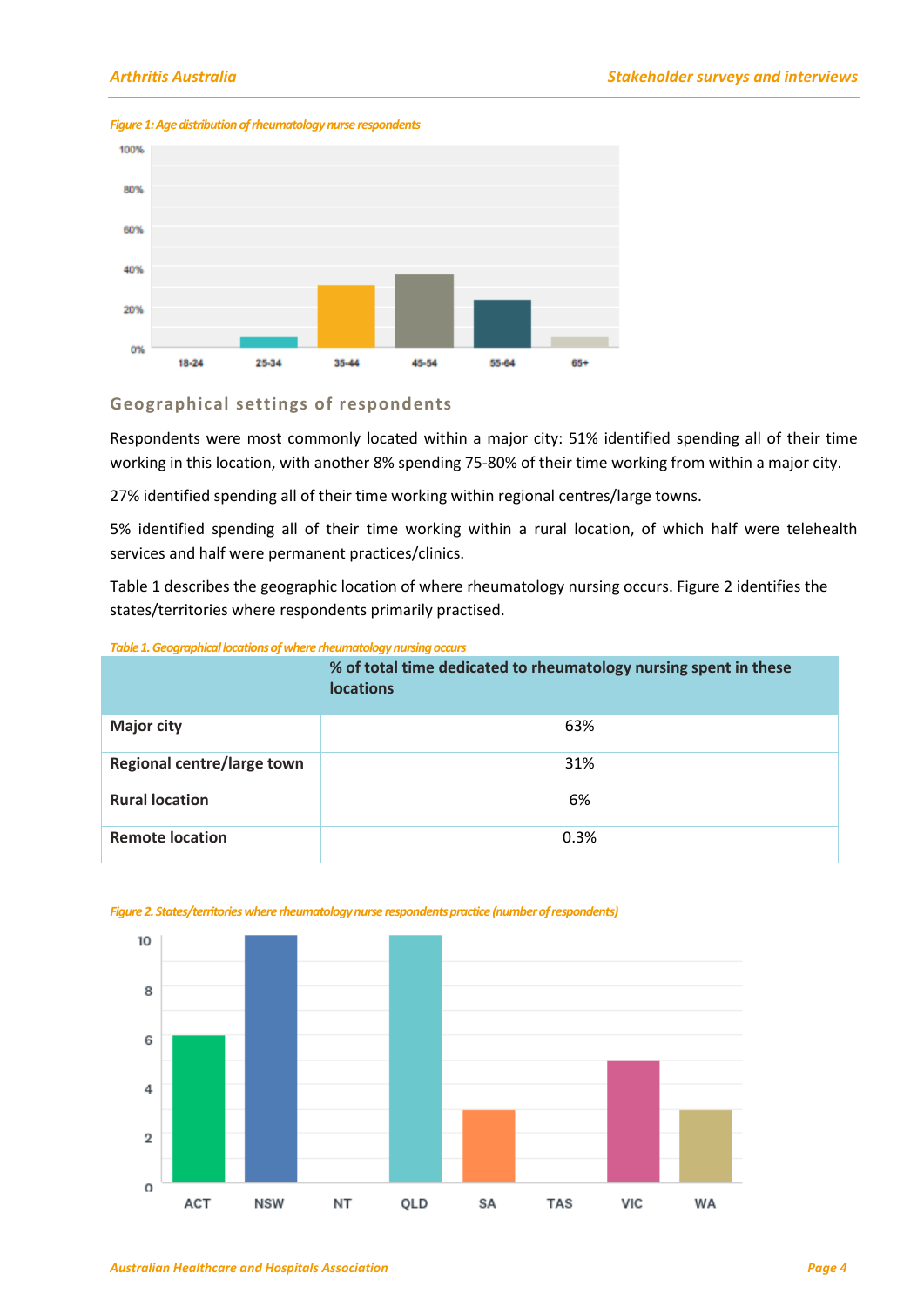*Figure 1: Age distribution of rheumatology nurse respondents*

## Geographical settings of respondents

Respondents were most commonly located within a major city: 51% identified spending all of their time working in this location, with another 8% spending 75-80% of their time working from within a major city.

27% identified spending all of their time working within regional centres/large towns.

5% identified spending all of their time working within a rural location, of which half were telehealth services and half were permanent practices/clinics.

Table 1 describes the geographic location of where rheumatology nursing occurs. Figure 2 identifies the states/territories where respondents primarily practised.

*Table 1. Geographical locations of where rheumatology nursing occurs*

| | % of total time dedicated to rheumatology nursing spent in these locations |
|---|---|
| **Major city** | 63% |
| **Regional centre/large town** | 31% |
| **Rural location** | 6% |
| **Remote location** | 0.3% |

*Figure 2. States/territories where rheumatology nurse respondents practice (number of respondents)*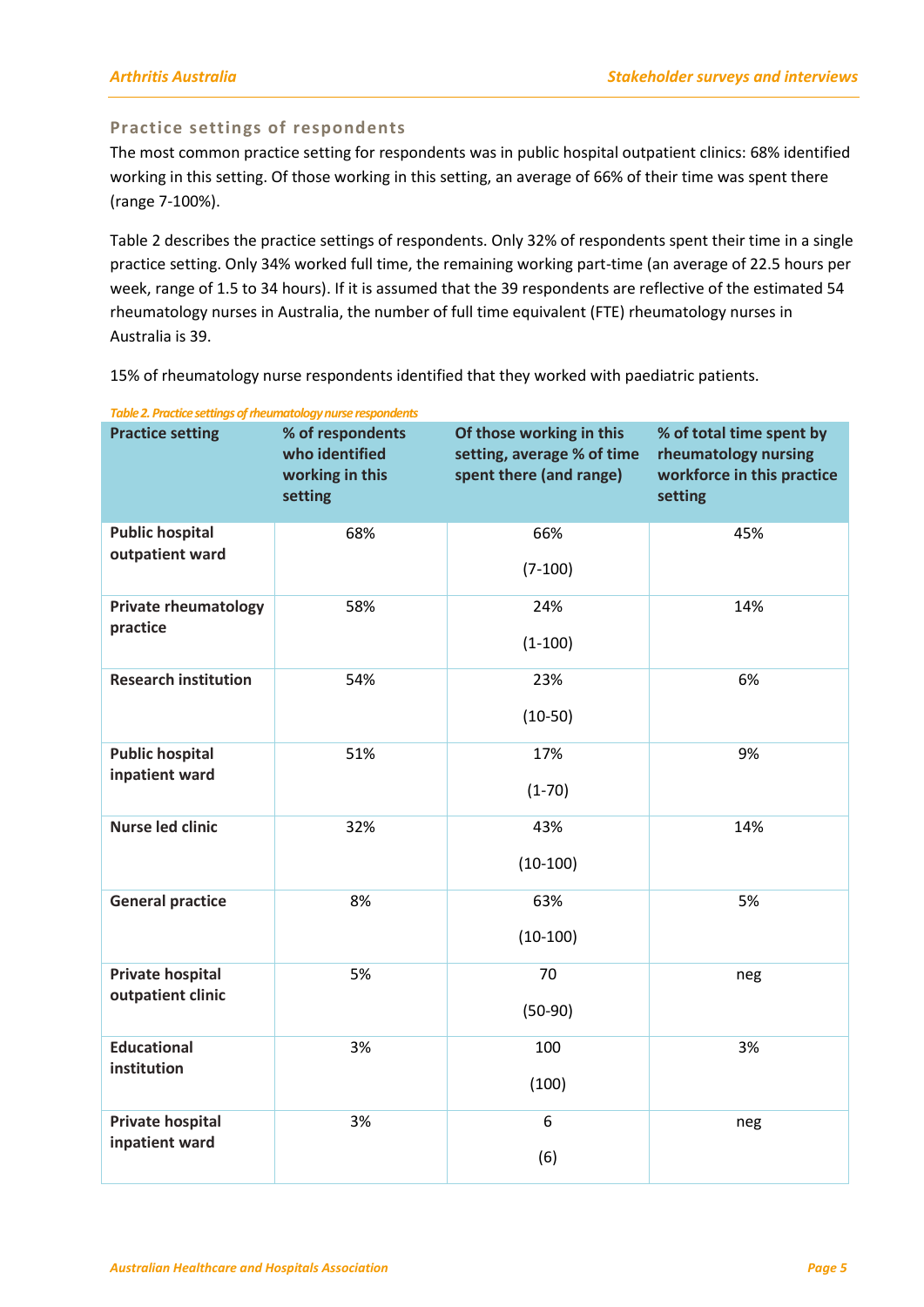### Practice settings of respondents

The most common practice setting for respondents was in public hospital outpatient clinics: 68% identified working in this setting. Of those working in this setting, an average of 66% of their time was spent there (range 7-100%).

Table 2 describes the practice settings of respondents. Only 32% of respondents spent their time in a single practice setting. Only 34% worked full time, the remaining working part-time (an average of 22.5 hours per week, range of 1.5 to 34 hours). If it is assumed that the 39 respondents are reflective of the estimated 54 rheumatology nurses in Australia, the number of full time equivalent (FTE) rheumatology nurses in Australia is 39.

15% of rheumatology nurse respondents identified that they worked with paediatric patients.

*Table 2. Practice settings of rheumatology nurse respondents*

| Practice setting | % of respondents who identified working in this setting | Of those working in this setting, average % of time spent there (and range) | % of total time spent by rheumatology nursing workforce in this practice setting |
|---|---|---|---|
| **Public hospital outpatient ward** | 68% | 66% (7-100) | 45% |
| **Private rheumatology practice** | 58% | 24% (1-100) | 14% |
| **Research institution** | 54% | 23% (10-50) | 6% |
| **Public hospital inpatient ward** | 51% | 17% (1-70) | 9% |
| **Nurse led clinic** | 32% | 43% (10-100) | 14% |
| **General practice** | 8% | 63% (10-100) | 5% |
| **Private hospital outpatient clinic** | 5% | 70 (50-90) | neg |
| **Educational institution** | 3% | 100 (100) | 3% |
| **Private hospital inpatient ward** | 3% | 6 (6) | neg |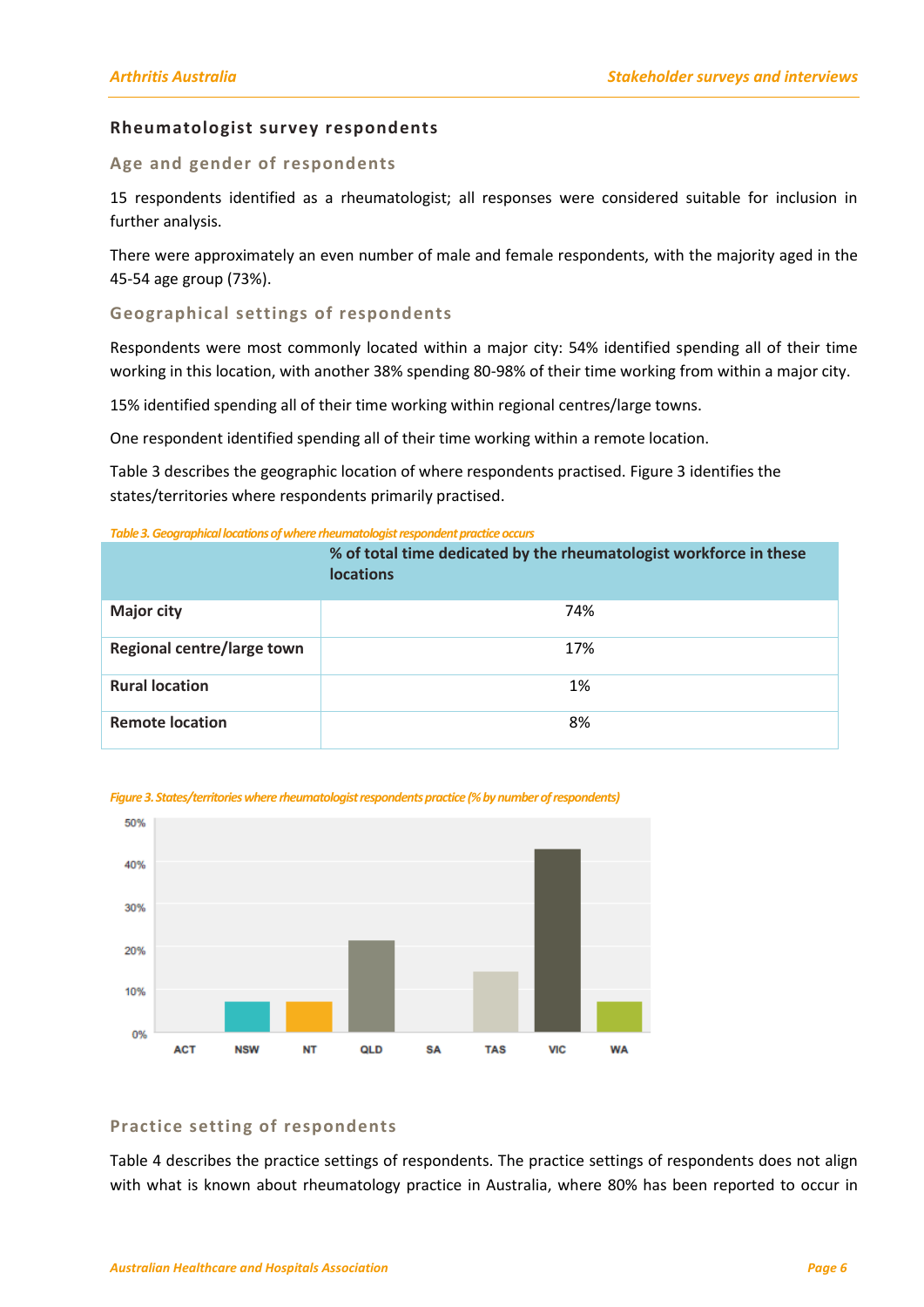### Rheumatologist survey respondents

#### Age and gender of respondents

15 respondents identified as a rheumatologist; all responses were considered suitable for inclusion in further analysis.

There were approximately an even number of male and female respondents, with the majority aged in the 45-54 age group (73%).

#### Geographical settings of respondents

Respondents were most commonly located within a major city: 54% identified spending all of their time working in this location, with another 38% spending 80-98% of their time working from within a major city.

15% identified spending all of their time working within regional centres/large towns.

One respondent identified spending all of their time working within a remote location.

Table 3 describes the geographic location of where respondents practised. Figure 3 identifies the states/territories where respondents primarily practised.

*Table 3. Geographical locations of where rheumatologist respondent practice occurs*

| | % of total time dedicated by the rheumatologist workforce in these locations |
|---|---|
| **Major city** | 74% |
| **Regional centre/large town** | 17% |
| **Rural location** | 1% |
| **Remote location** | 8% |

*Figure 3. States/territories where rheumatologist respondents practice (% by number of respondents)*

#### Practice setting of respondents

Table 4 describes the practice settings of respondents. The practice settings of respondents does not align with what is known about rheumatology practice in Australia, where 80% has been reported to occur in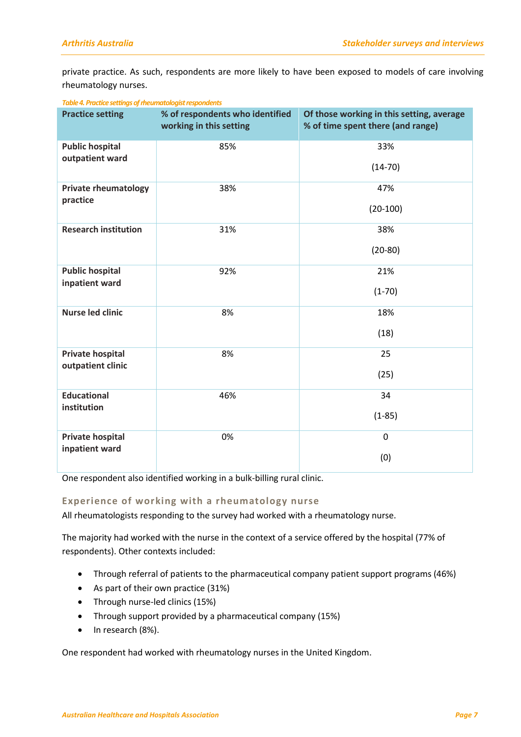private practice. As such, respondents are more likely to have been exposed to models of care involving rheumatology nurses.

*Table 4. Practice settings of rheumatologist respondents*

| Practice setting | % of respondents who identified working in this setting | Of those working in this setting, average % of time spent there (and range) |
|---|---|---|
| **Public hospital outpatient ward** | 85% | 33% (14-70) |
| **Private rheumatology practice** | 38% | 47% (20-100) |
| **Research institution** | 31% | 38% (20-80) |
| **Public hospital inpatient ward** | 92% | 21% (1-70) |
| **Nurse led clinic** | 8% | 18% (18) |
| **Private hospital outpatient clinic** | 8% | 25 (25) |
| **Educational institution** | 46% | 34 (1-85) |
| **Private hospital inpatient ward** | 0% | 0 (0) |

One respondent also identified working in a bulk-billing rural clinic.

### Experience of working with a rheumatology nurse

All rheumatologists responding to the survey had worked with a rheumatology nurse.

The majority had worked with the nurse in the context of a service offered by the hospital (77% of respondents). Other contexts included:

- Through referral of patients to the pharmaceutical company patient support programs (46%)
- As part of their own practice (31%)
- Through nurse-led clinics (15%)
- Through support provided by a pharmaceutical company (15%)
- In research (8%).

One respondent had worked with rheumatology nurses in the United Kingdom.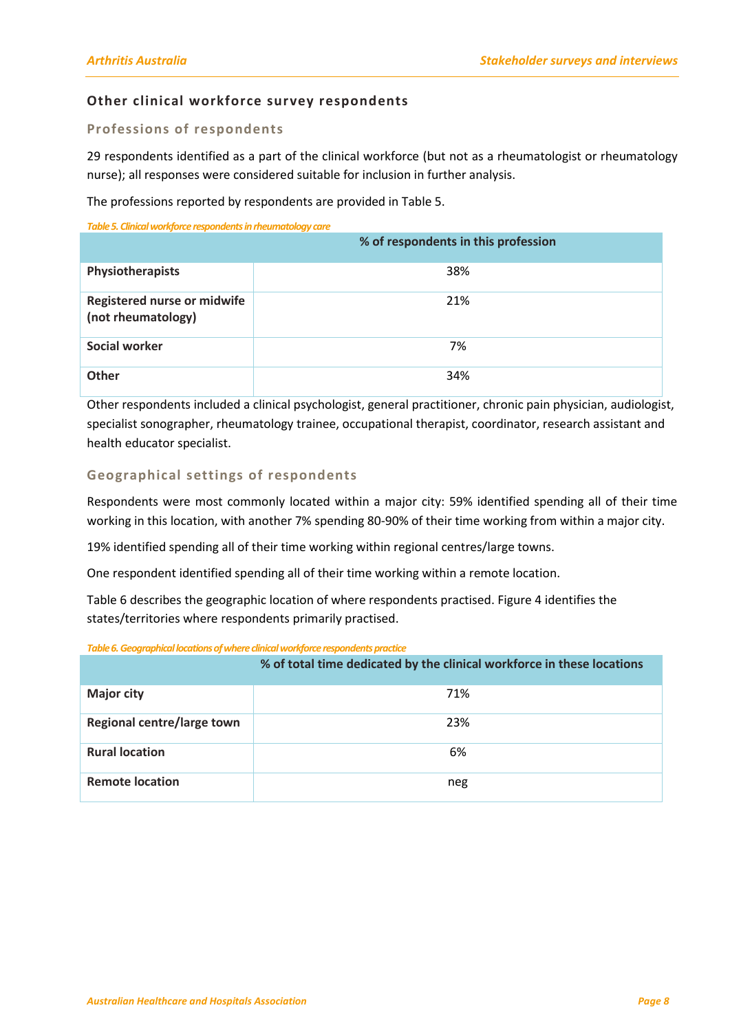### Other clinical workforce survey respondents

#### Professions of respondents

29 respondents identified as a part of the clinical workforce (but not as a rheumatologist or rheumatology nurse); all responses were considered suitable for inclusion in further analysis.

The professions reported by respondents are provided in Table 5.

*Table 5. Clinical workforce respondents in rheumatology care*

| | % of respondents in this profession |
|---|---|
| **Physiotherapists** | 38% |
| **Registered nurse or midwife (not rheumatology)** | 21% |
| **Social worker** | 7% |
| **Other** | 34% |

Other respondents included a clinical psychologist, general practitioner, chronic pain physician, audiologist, specialist sonographer, rheumatology trainee, occupational therapist, coordinator, research assistant and health educator specialist.

#### Geographical settings of respondents

Respondents were most commonly located within a major city: 59% identified spending all of their time working in this location, with another 7% spending 80-90% of their time working from within a major city.

19% identified spending all of their time working within regional centres/large towns.

One respondent identified spending all of their time working within a remote location.

Table 6 describes the geographic location of where respondents practised. Figure 4 identifies the states/territories where respondents primarily practised.

*Table 6. Geographical locations of where clinical workforce respondents practice*

| | % of total time dedicated by the clinical workforce in these locations |
|---|---|
| **Major city** | 71% |
| **Regional centre/large town** | 23% |
| **Rural location** | 6% |
| **Remote location** | neg |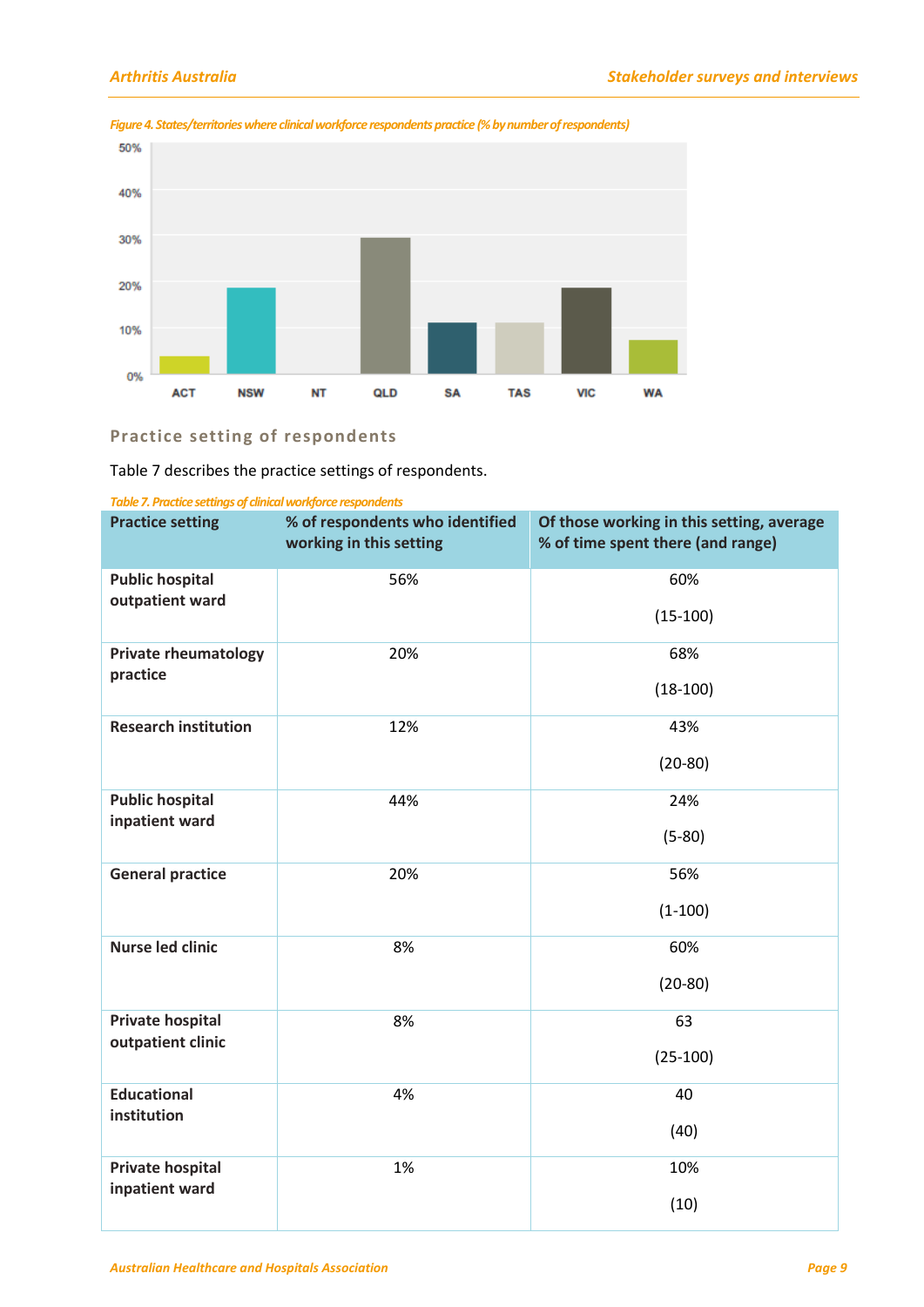*Figure 4. States/territories where clinical workforce respondents practice (% by number of respondents)*

## Practice setting of respondents

Table 7 describes the practice settings of respondents.

*Table 7. Practice settings of clinical workforce respondents*

| Practice setting | % of respondents who identified working in this setting | Of those working in this setting, average % of time spent there (and range) |
|---|---|---|
| Public hospital outpatient ward | 56% | 60% (15-100) |
| Private rheumatology practice | 20% | 68% (18-100) |
| Research institution | 12% | 43% (20-80) |
| Public hospital inpatient ward | 44% | 24% (5-80) |
| General practice | 20% | 56% (1-100) |
| Nurse led clinic | 8% | 60% (20-80) |
| Private hospital outpatient clinic | 8% | 63 (25-100) |
| Educational institution | 4% | 40 (40) |
| Private hospital inpatient ward | 1% | 10% (10) |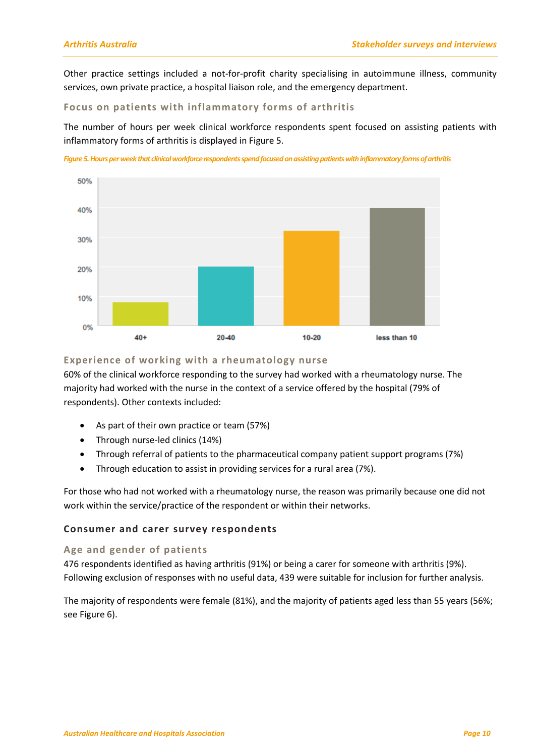Other practice settings included a not-for-profit charity specialising in autoimmune illness, community services, own private practice, a hospital liaison role, and the emergency department.

### Focus on patients with inflammatory forms of arthritis

The number of hours per week clinical workforce respondents spent focused on assisting patients with inflammatory forms of arthritis is displayed in Figure 5.

*Figure 5. Hours per week that clinical workforce respondents spend focused on assisting patients with inflammatory forms of arthritis*

### Experience of working with a rheumatology nurse

60% of the clinical workforce responding to the survey had worked with a rheumatology nurse. The majority had worked with the nurse in the context of a service offered by the hospital (79% of respondents). Other contexts included:

- As part of their own practice or team (57%)
- Through nurse-led clinics (14%)
- Through referral of patients to the pharmaceutical company patient support programs (7%)
- Through education to assist in providing services for a rural area (7%).

For those who had not worked with a rheumatology nurse, the reason was primarily because one did not work within the service/practice of the respondent or within their networks.

## Consumer and carer survey respondents

### Age and gender of patients

476 respondents identified as having arthritis (91%) or being a carer for someone with arthritis (9%). Following exclusion of responses with no useful data, 439 were suitable for inclusion for further analysis.

The majority of respondents were female (81%), and the majority of patients aged less than 55 years (56%; see Figure 6).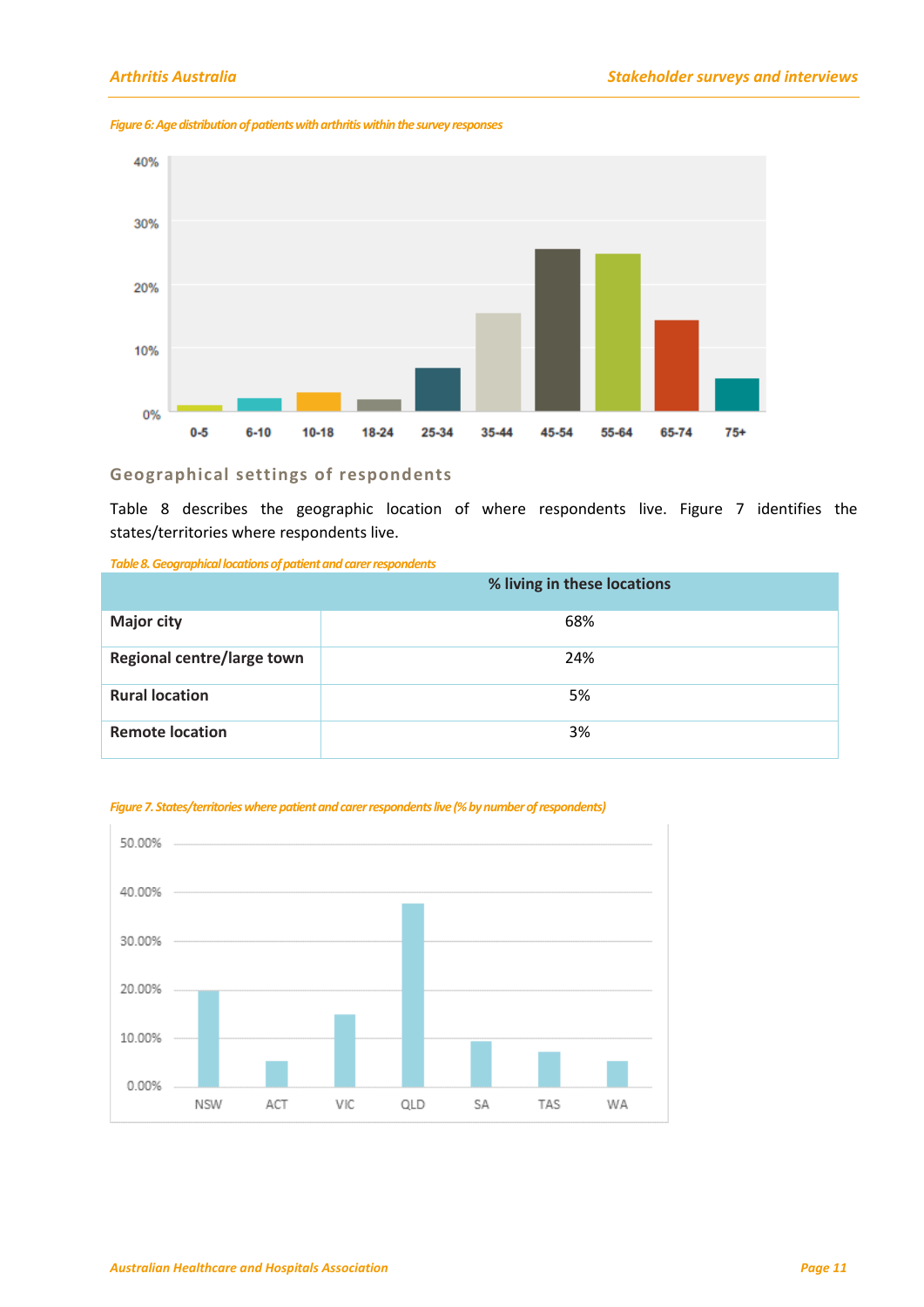*Figure 6: Age distribution of patients with arthritis within the survey responses*

### Geographical settings of respondents

Table 8 describes the geographic location of where respondents live. Figure 7 identifies the states/territories where respondents live.

*Table 8. Geographical locations of patient and carer respondents*

| | % living in these locations |
|---|---|
| **Major city** | 68% |
| **Regional centre/large town** | 24% |
| **Rural location** | 5% |
| **Remote location** | 3% |

*Figure 7. States/territories where patient and carer respondents live (% by number of respondents)*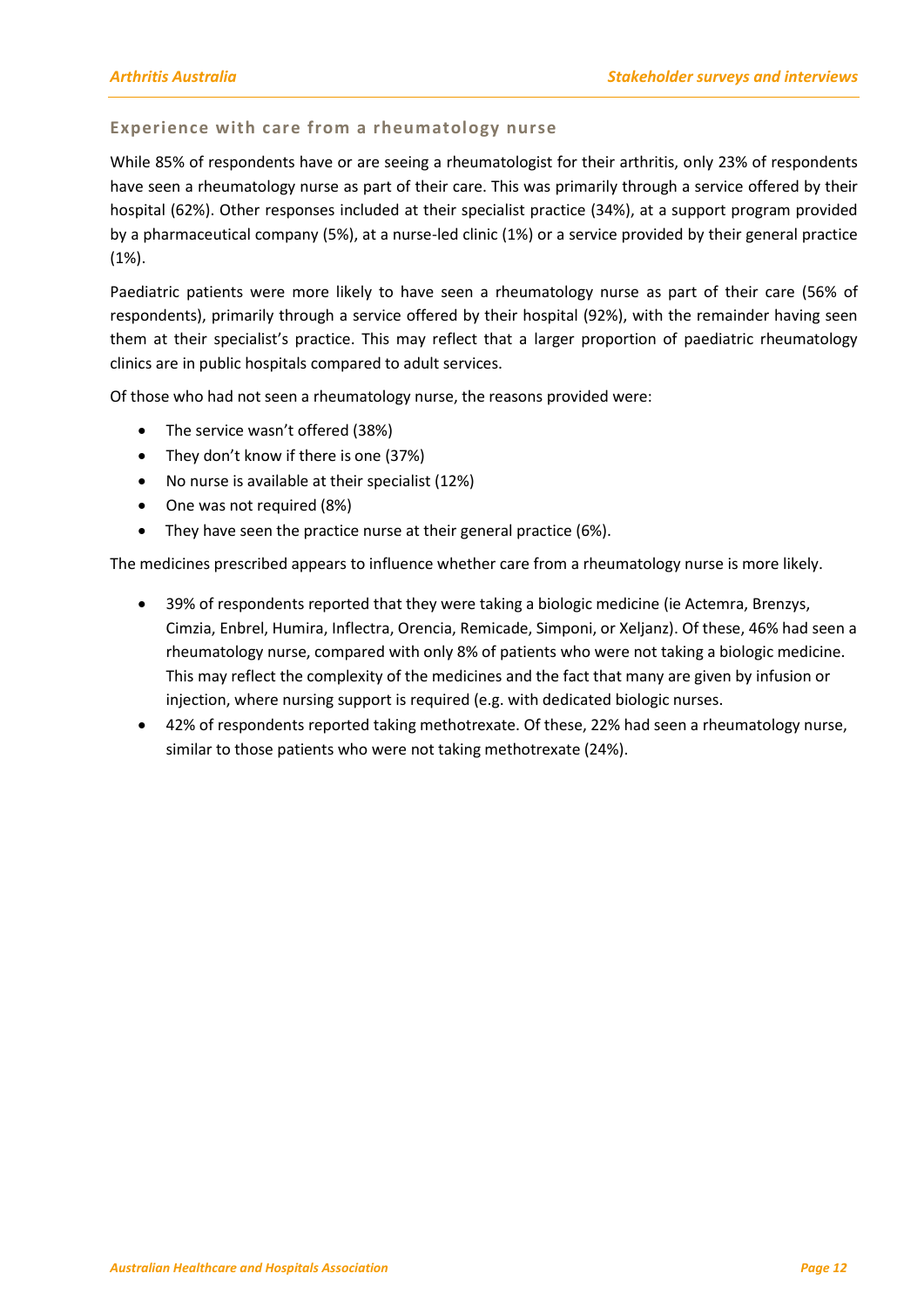### Experience with care from a rheumatology nurse

While 85% of respondents have or are seeing a rheumatologist for their arthritis, only 23% of respondents have seen a rheumatology nurse as part of their care. This was primarily through a service offered by their hospital (62%). Other responses included at their specialist practice (34%), at a support program provided by a pharmaceutical company (5%), at a nurse-led clinic (1%) or a service provided by their general practice (1%).

Paediatric patients were more likely to have seen a rheumatology nurse as part of their care (56% of respondents), primarily through a service offered by their hospital (92%), with the remainder having seen them at their specialist's practice. This may reflect that a larger proportion of paediatric rheumatology clinics are in public hospitals compared to adult services.

Of those who had not seen a rheumatology nurse, the reasons provided were:

- The service wasn't offered (38%)
- They don't know if there is one (37%)
- No nurse is available at their specialist (12%)
- One was not required (8%)
- They have seen the practice nurse at their general practice (6%).

The medicines prescribed appears to influence whether care from a rheumatology nurse is more likely.

- 39% of respondents reported that they were taking a biologic medicine (ie Actemra, Brenzys, Cimzia, Enbrel, Humira, Inflectra, Orencia, Remicade, Simponi, or Xeljanz). Of these, 46% had seen a rheumatology nurse, compared with only 8% of patients who were not taking a biologic medicine. This may reflect the complexity of the medicines and the fact that many are given by infusion or injection, where nursing support is required (e.g. with dedicated biologic nurses.
- 42% of respondents reported taking methotrexate. Of these, 22% had seen a rheumatology nurse, similar to those patients who were not taking methotrexate (24%).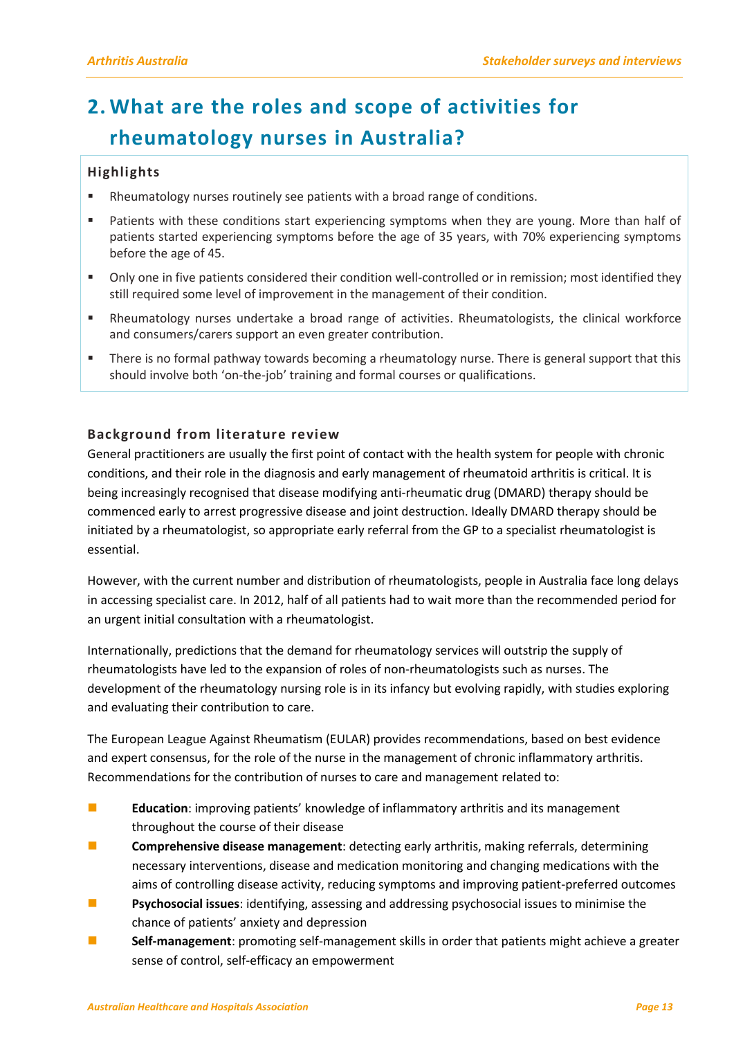# 2. What are the roles and scope of activities for rheumatology nurses in Australia?

### Highlights

- Rheumatology nurses routinely see patients with a broad range of conditions.
- Patients with these conditions start experiencing symptoms when they are young. More than half of patients started experiencing symptoms before the age of 35 years, with 70% experiencing symptoms before the age of 45.
- Only one in five patients considered their condition well-controlled or in remission; most identified they still required some level of improvement in the management of their condition.
- Rheumatology nurses undertake a broad range of activities. Rheumatologists, the clinical workforce and consumers/carers support an even greater contribution.
- There is no formal pathway towards becoming a rheumatology nurse. There is general support that this should involve both 'on-the-job' training and formal courses or qualifications.

### Background from literature review

General practitioners are usually the first point of contact with the health system for people with chronic conditions, and their role in the diagnosis and early management of rheumatoid arthritis is critical. It is being increasingly recognised that disease modifying anti-rheumatic drug (DMARD) therapy should be commenced early to arrest progressive disease and joint destruction. Ideally DMARD therapy should be initiated by a rheumatologist, so appropriate early referral from the GP to a specialist rheumatologist is essential.

However, with the current number and distribution of rheumatologists, people in Australia face long delays in accessing specialist care. In 2012, half of all patients had to wait more than the recommended period for an urgent initial consultation with a rheumatologist.

Internationally, predictions that the demand for rheumatology services will outstrip the supply of rheumatologists have led to the expansion of roles of non-rheumatologists such as nurses. The development of the rheumatology nursing role is in its infancy but evolving rapidly, with studies exploring and evaluating their contribution to care.

The European League Against Rheumatism (EULAR) provides recommendations, based on best evidence and expert consensus, for the role of the nurse in the management of chronic inflammatory arthritis. Recommendations for the contribution of nurses to care and management related to:

- **Education**: improving patients' knowledge of inflammatory arthritis and its management throughout the course of their disease
- **Comprehensive disease management**: detecting early arthritis, making referrals, determining necessary interventions, disease and medication monitoring and changing medications with the aims of controlling disease activity, reducing symptoms and improving patient-preferred outcomes
- **Psychosocial issues**: identifying, assessing and addressing psychosocial issues to minimise the chance of patients' anxiety and depression
- **Self-management**: promoting self-management skills in order that patients might achieve a greater sense of control, self-efficacy an empowerment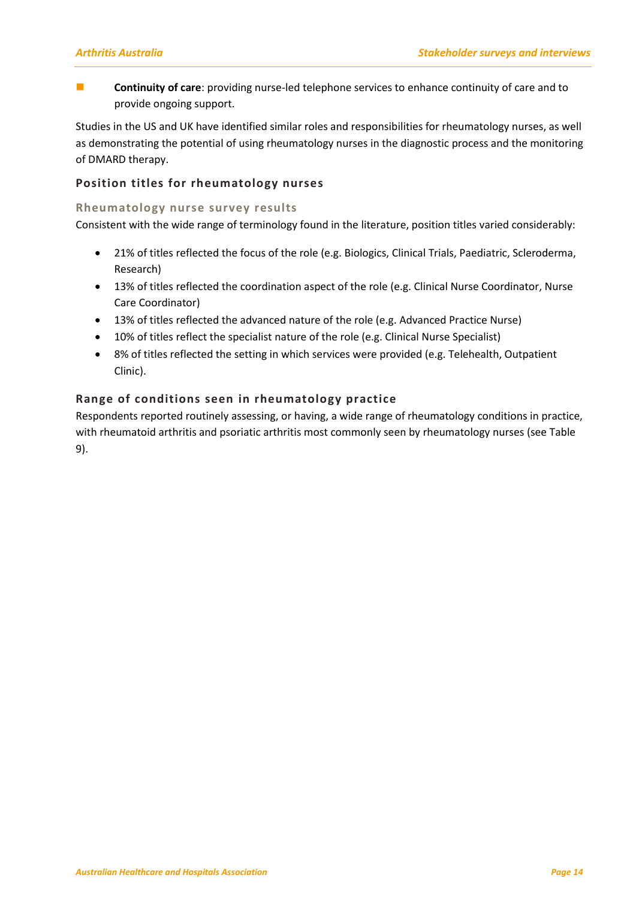- **Continuity of care**: providing nurse-led telephone services to enhance continuity of care and to provide ongoing support.

Studies in the US and UK have identified similar roles and responsibilities for rheumatology nurses, as well as demonstrating the potential of using rheumatology nurses in the diagnostic process and the monitoring of DMARD therapy.

### Position titles for rheumatology nurses

#### Rheumatology nurse survey results

Consistent with the wide range of terminology found in the literature, position titles varied considerably:

- 21% of titles reflected the focus of the role (e.g. Biologics, Clinical Trials, Paediatric, Scleroderma, Research)
- 13% of titles reflected the coordination aspect of the role (e.g. Clinical Nurse Coordinator, Nurse Care Coordinator)
- 13% of titles reflected the advanced nature of the role (e.g. Advanced Practice Nurse)
- 10% of titles reflect the specialist nature of the role (e.g. Clinical Nurse Specialist)
- 8% of titles reflected the setting in which services were provided (e.g. Telehealth, Outpatient Clinic).

### Range of conditions seen in rheumatology practice

Respondents reported routinely assessing, or having, a wide range of rheumatology conditions in practice, with rheumatoid arthritis and psoriatic arthritis most commonly seen by rheumatology nurses (see Table 9).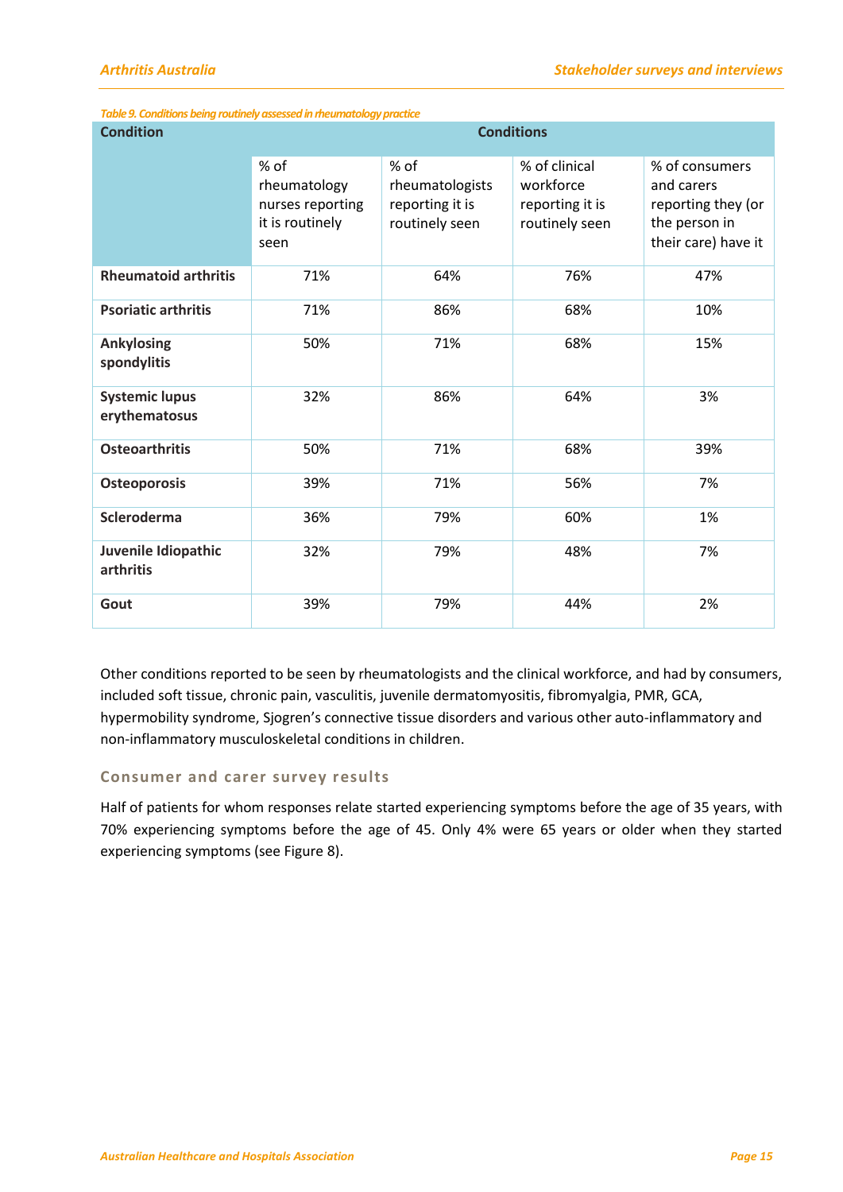*Table 9. Conditions being routinely assessed in rheumatology practice*

| Condition | Conditions | | | |
|---|---|---|---|---|
| | % of rheumatology nurses reporting it is routinely seen | % of rheumatologists reporting it is routinely seen | % of clinical workforce reporting it is routinely seen | % of consumers and carers reporting they (or the person in their care) have it |
| **Rheumatoid arthritis** | 71% | 64% | 76% | 47% |
| **Psoriatic arthritis** | 71% | 86% | 68% | 10% |
| **Ankylosing spondylitis** | 50% | 71% | 68% | 15% |
| **Systemic lupus erythematosus** | 32% | 86% | 64% | 3% |
| **Osteoarthritis** | 50% | 71% | 68% | 39% |
| **Osteoporosis** | 39% | 71% | 56% | 7% |
| **Scleroderma** | 36% | 79% | 60% | 1% |
| **Juvenile Idiopathic arthritis** | 32% | 79% | 48% | 7% |
| **Gout** | 39% | 79% | 44% | 2% |

Other conditions reported to be seen by rheumatologists and the clinical workforce, and had by consumers, included soft tissue, chronic pain, vasculitis, juvenile dermatomyositis, fibromyalgia, PMR, GCA, hypermobility syndrome, Sjogren's connective tissue disorders and various other auto-inflammatory and non-inflammatory musculoskeletal conditions in children.

### Consumer and carer survey results

Half of patients for whom responses relate started experiencing symptoms before the age of 35 years, with 70% experiencing symptoms before the age of 45. Only 4% were 65 years or older when they started experiencing symptoms (see Figure 8).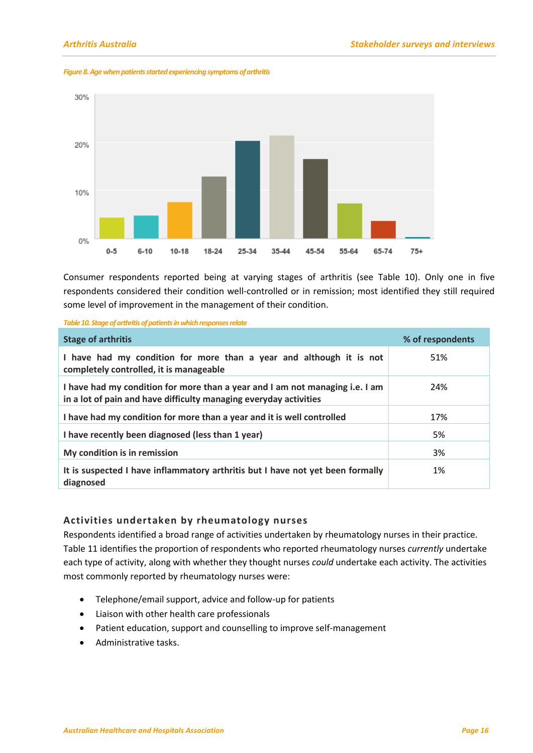*Figure 8. Age when patients started experiencing symptoms of arthritis*

Consumer respondents reported being at varying stages of arthritis (see Table 10). Only one in five respondents considered their condition well-controlled or in remission; most identified they still required some level of improvement in the management of their condition.

*Table 10. Stage of arthritis of patients in which responses relate*

| Stage of arthritis | % of respondents |
| --- | --- |
| I have had my condition for more than a year and although it is not completely controlled, it is manageable | 51% |
| I have had my condition for more than a year and I am not managing i.e. I am in a lot of pain and have difficulty managing everyday activities | 24% |
| I have had my condition for more than a year and it is well controlled | 17% |
| I have recently been diagnosed (less than 1 year) | 5% |
| My condition is in remission | 3% |
| It is suspected I have inflammatory arthritis but I have not yet been formally diagnosed | 1% |

### Activities undertaken by rheumatology nurses

Respondents identified a broad range of activities undertaken by rheumatology nurses in their practice. Table 11 identifies the proportion of respondents who reported rheumatology nurses *currently* undertake each type of activity, along with whether they thought nurses *could* undertake each activity. The activities most commonly reported by rheumatology nurses were:

- Telephone/email support, advice and follow-up for patients
- Liaison with other health care professionals
- Patient education, support and counselling to improve self-management
- Administrative tasks.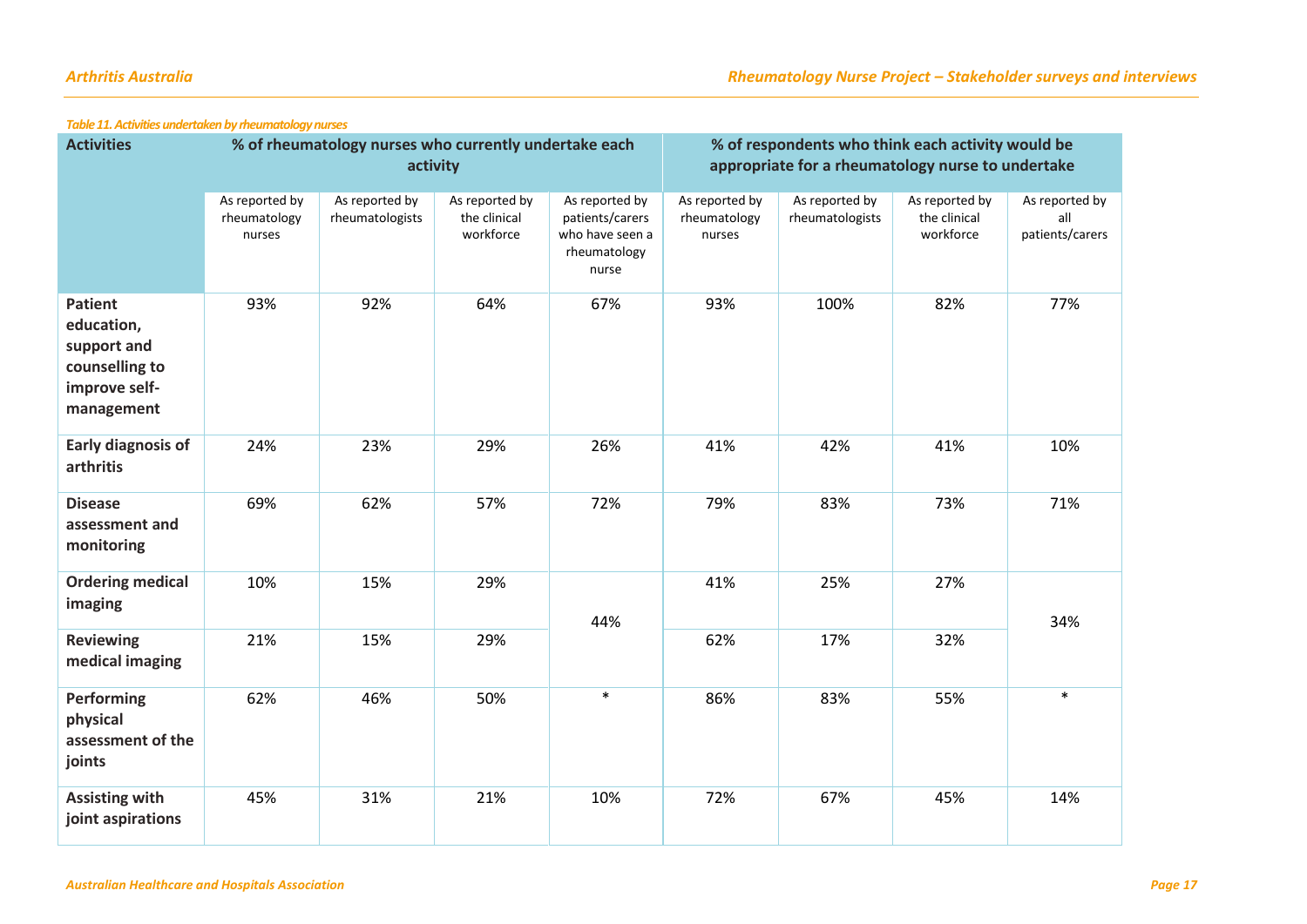*Table 11. Activities undertaken by rheumatology nurses*

| Activities | % of rheumatology nurses who currently undertake each activity | | | | % of respondents who think each activity would be appropriate for a rheumatology nurse to undertake | | | |
|---|---|---|---|---|---|---|---|---|
| | As reported by rheumatology nurses | As reported by rheumatologists | As reported by the clinical workforce | As reported by patients/carers who have seen a rheumatology nurse | As reported by rheumatology nurses | As reported by rheumatologists | As reported by the clinical workforce | As reported by all patients/carers |
| **Patient education, support and counselling to improve self-management** | 93% | 92% | 64% | 67% | 93% | 100% | 82% | 77% |
| **Early diagnosis of arthritis** | 24% | 23% | 29% | 26% | 41% | 42% | 41% | 10% |
| **Disease assessment and monitoring** | 69% | 62% | 57% | 72% | 79% | 83% | 73% | 71% |
| **Ordering medical imaging** | 10% | 15% | 29% | 44% | 41% | 25% | 27% | 34% |
| **Reviewing medical imaging** | 21% | 15% | 29% | | 62% | 17% | 32% | |
| **Performing physical assessment of the joints** | 62% | 46% | 50% | * | 86% | 83% | 55% | * |
| **Assisting with joint aspirations** | 45% | 31% | 21% | 10% | 72% | 67% | 45% | 14% |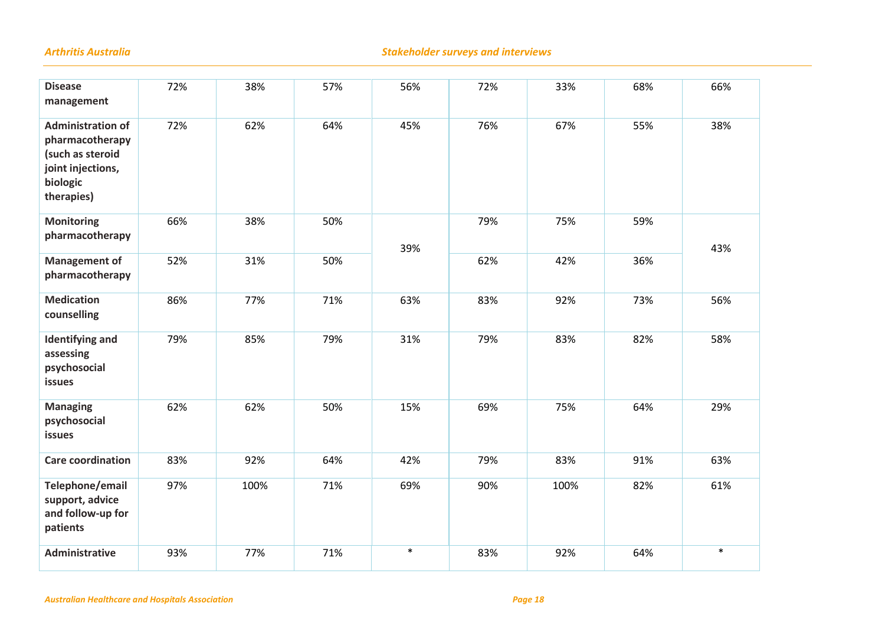| | | | | | | | | |
|---|---|---|---|---|---|---|---|---|
| **Disease management** | 72% | 38% | 57% | 56% | 72% | 33% | 68% | 66% |
| **Administration of pharmacotherapy (such as steroid joint injections, biologic therapies)** | 72% | 62% | 64% | 45% | 76% | 67% | 55% | 38% |
| **Monitoring pharmacotherapy** | 66% | 38% | 50% | 39% | 79% | 75% | 59% | 43% |
| **Management of pharmacotherapy** | 52% | 31% | 50% | | 62% | 42% | 36% | |
| **Medication counselling** | 86% | 77% | 71% | 63% | 83% | 92% | 73% | 56% |
| **Identifying and assessing psychosocial issues** | 79% | 85% | 79% | 31% | 79% | 83% | 82% | 58% |
| **Managing psychosocial issues** | 62% | 62% | 50% | 15% | 69% | 75% | 64% | 29% |
| **Care coordination** | 83% | 92% | 64% | 42% | 79% | 83% | 91% | 63% |
| **Telephone/email support, advice and follow-up for patients** | 97% | 100% | 71% | 69% | 90% | 100% | 82% | 61% |
| **Administrative** | 93% | 77% | 71% | * | 83% | 92% | 64% | * |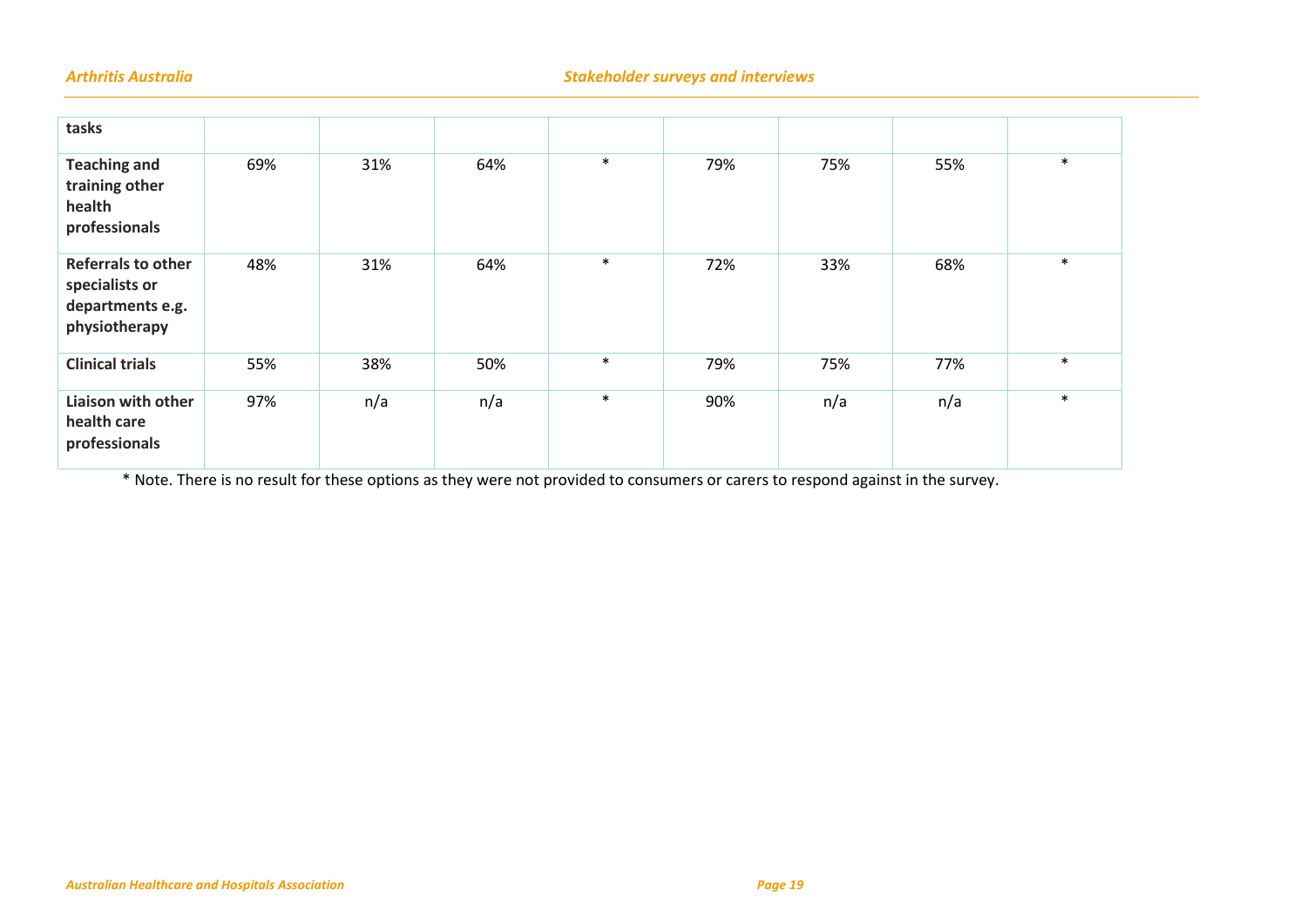| tasks | | | | | | | | |
|---|---|---|---|---|---|---|---|---|
| **Teaching and training other health professionals** | 69% | 31% | 64% | * | 79% | 75% | 55% | * |
| **Referrals to other specialists or departments e.g. physiotherapy** | 48% | 31% | 64% | * | 72% | 33% | 68% | * |
| **Clinical trials** | 55% | 38% | 50% | * | 79% | 75% | 77% | * |
| **Liaison with other health care professionals** | 97% | n/a | n/a | * | 90% | n/a | n/a | * |

* Note. There is no result for these options as they were not provided to consumers or carers to respond against in the survey.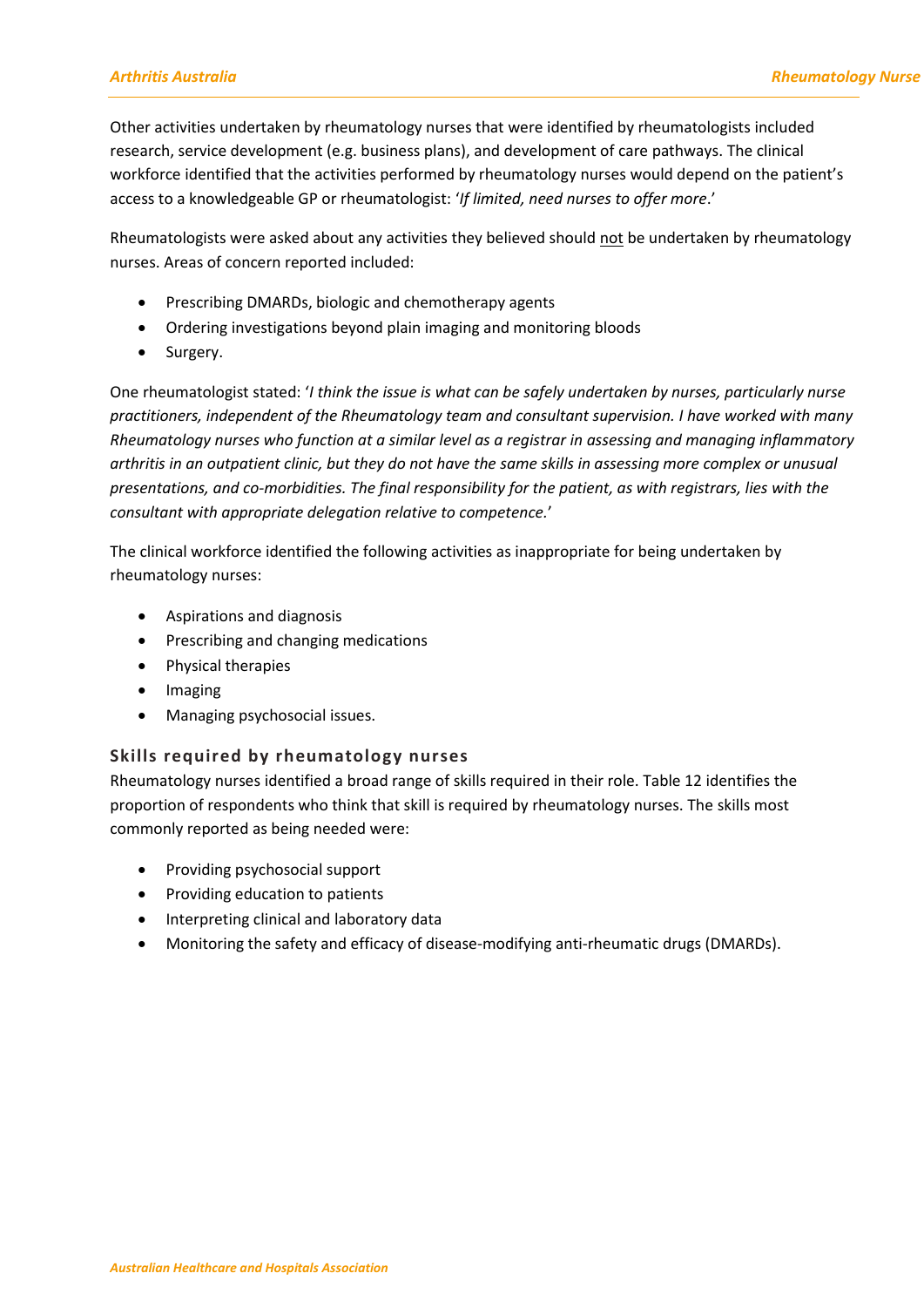Other activities undertaken by rheumatology nurses that were identified by rheumatologists included research, service development (e.g. business plans), and development of care pathways. The clinical workforce identified that the activities performed by rheumatology nurses would depend on the patient's access to a knowledgeable GP or rheumatologist: '*If limited, need nurses to offer more*.'

Rheumatologists were asked about any activities they believed should <u>not</u> be undertaken by rheumatology nurses. Areas of concern reported included:

- Prescribing DMARDs, biologic and chemotherapy agents
- Ordering investigations beyond plain imaging and monitoring bloods
- Surgery.

One rheumatologist stated: '*I think the issue is what can be safely undertaken by nurses, particularly nurse practitioners, independent of the Rheumatology team and consultant supervision. I have worked with many Rheumatology nurses who function at a similar level as a registrar in assessing and managing inflammatory arthritis in an outpatient clinic, but they do not have the same skills in assessing more complex or unusual presentations, and co-morbidities. The final responsibility for the patient, as with registrars, lies with the consultant with appropriate delegation relative to competence.*'

The clinical workforce identified the following activities as inappropriate for being undertaken by rheumatology nurses:

- Aspirations and diagnosis
- Prescribing and changing medications
- Physical therapies
- Imaging
- Managing psychosocial issues.

### Skills required by rheumatology nurses

Rheumatology nurses identified a broad range of skills required in their role. Table 12 identifies the proportion of respondents who think that skill is required by rheumatology nurses. The skills most commonly reported as being needed were:

- Providing psychosocial support
- Providing education to patients
- Interpreting clinical and laboratory data
- Monitoring the safety and efficacy of disease-modifying anti-rheumatic drugs (DMARDs).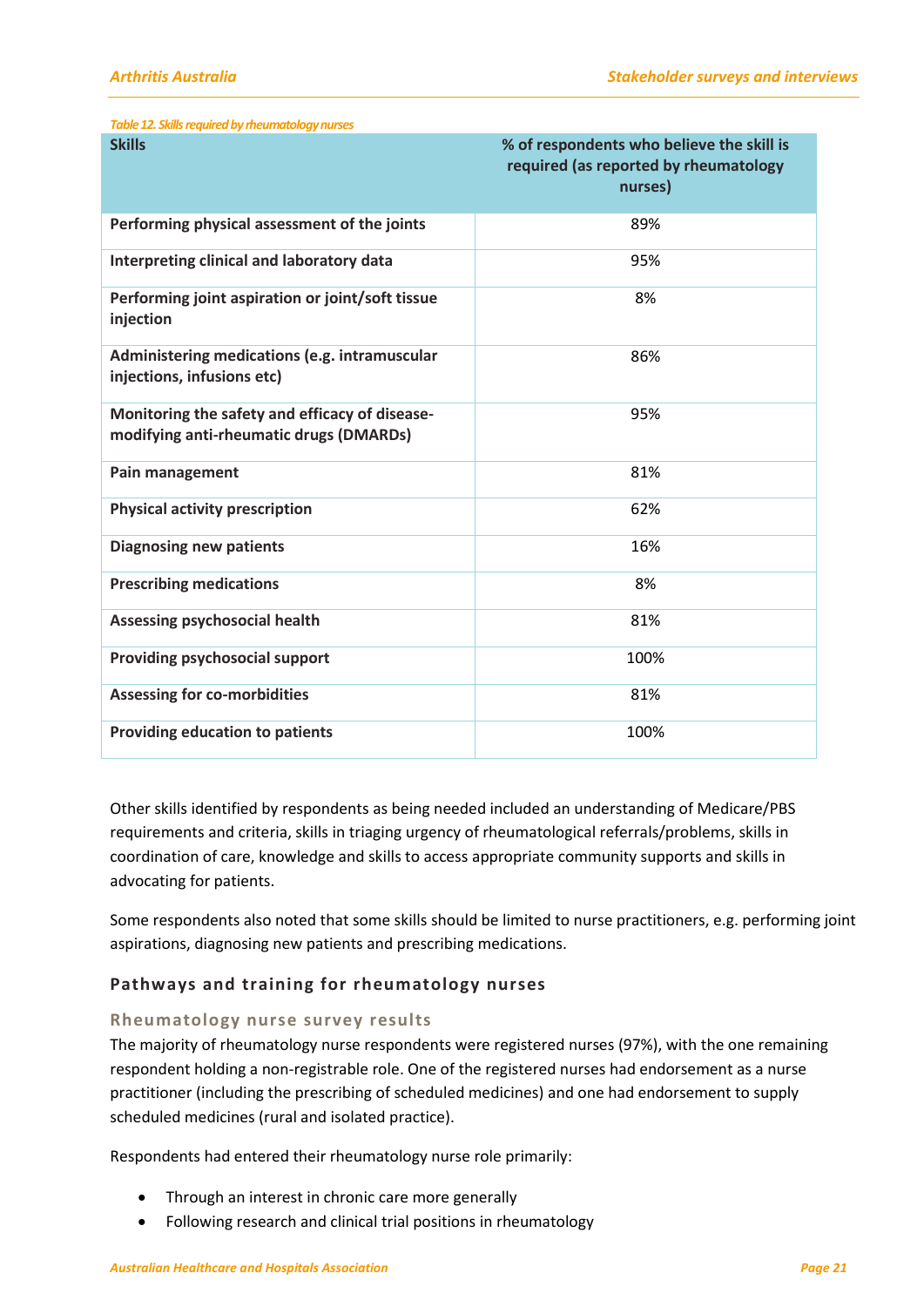*Table 12. Skills required by rheumatology nurses*

| Skills | % of respondents who believe the skill is required (as reported by rheumatology nurses) |
|---|---|
| Performing physical assessment of the joints | 89% |
| Interpreting clinical and laboratory data | 95% |
| Performing joint aspiration or joint/soft tissue injection | 8% |
| Administering medications (e.g. intramuscular injections, infusions etc) | 86% |
| Monitoring the safety and efficacy of disease-modifying anti-rheumatic drugs (DMARDs) | 95% |
| Pain management | 81% |
| Physical activity prescription | 62% |
| Diagnosing new patients | 16% |
| Prescribing medications | 8% |
| Assessing psychosocial health | 81% |
| Providing psychosocial support | 100% |
| Assessing for co-morbidities | 81% |
| Providing education to patients | 100% |

Other skills identified by respondents as being needed included an understanding of Medicare/PBS requirements and criteria, skills in triaging urgency of rheumatological referrals/problems, skills in coordination of care, knowledge and skills to access appropriate community supports and skills in advocating for patients.

Some respondents also noted that some skills should be limited to nurse practitioners, e.g. performing joint aspirations, diagnosing new patients and prescribing medications.

### Pathways and training for rheumatology nurses

#### Rheumatology nurse survey results

The majority of rheumatology nurse respondents were registered nurses (97%), with the one remaining respondent holding a non-registrable role. One of the registered nurses had endorsement as a nurse practitioner (including the prescribing of scheduled medicines) and one had endorsement to supply scheduled medicines (rural and isolated practice).

Respondents had entered their rheumatology nurse role primarily:

- Through an interest in chronic care more generally
- Following research and clinical trial positions in rheumatology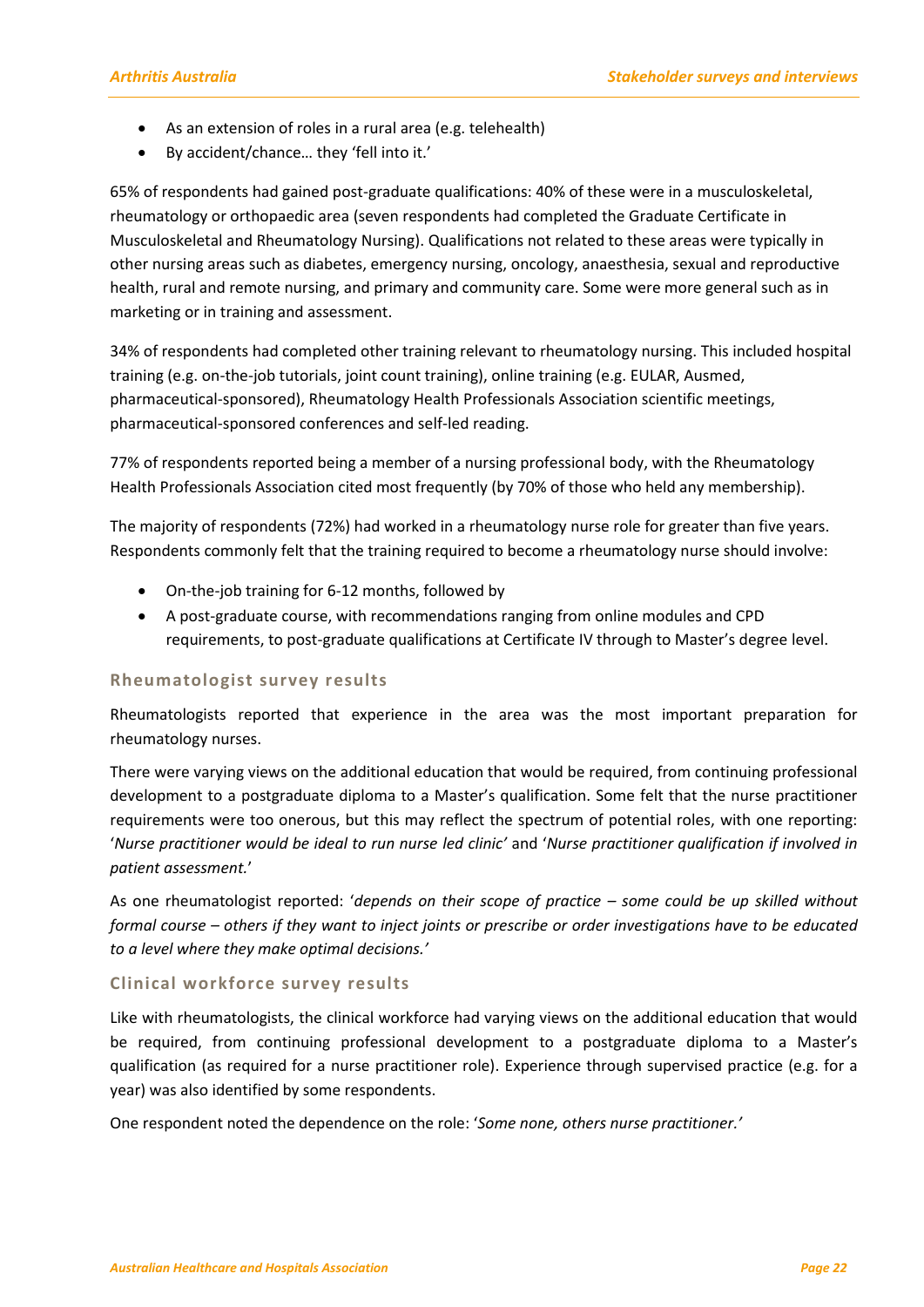- As an extension of roles in a rural area (e.g. telehealth)
- By accident/chance… they 'fell into it.'

65% of respondents had gained post-graduate qualifications: 40% of these were in a musculoskeletal, rheumatology or orthopaedic area (seven respondents had completed the Graduate Certificate in Musculoskeletal and Rheumatology Nursing). Qualifications not related to these areas were typically in other nursing areas such as diabetes, emergency nursing, oncology, anaesthesia, sexual and reproductive health, rural and remote nursing, and primary and community care. Some were more general such as in marketing or in training and assessment.

34% of respondents had completed other training relevant to rheumatology nursing. This included hospital training (e.g. on-the-job tutorials, joint count training), online training (e.g. EULAR, Ausmed, pharmaceutical-sponsored), Rheumatology Health Professionals Association scientific meetings, pharmaceutical-sponsored conferences and self-led reading.

77% of respondents reported being a member of a nursing professional body, with the Rheumatology Health Professionals Association cited most frequently (by 70% of those who held any membership).

The majority of respondents (72%) had worked in a rheumatology nurse role for greater than five years. Respondents commonly felt that the training required to become a rheumatology nurse should involve:

- On-the-job training for 6-12 months, followed by
- A post-graduate course, with recommendations ranging from online modules and CPD requirements, to post-graduate qualifications at Certificate IV through to Master's degree level.

### Rheumatologist survey results

Rheumatologists reported that experience in the area was the most important preparation for rheumatology nurses.

There were varying views on the additional education that would be required, from continuing professional development to a postgraduate diploma to a Master's qualification. Some felt that the nurse practitioner requirements were too onerous, but this may reflect the spectrum of potential roles, with one reporting: '*Nurse practitioner would be ideal to run nurse led clinic*' and '*Nurse practitioner qualification if involved in patient assessment.*'

As one rheumatologist reported: '*depends on their scope of practice – some could be up skilled without formal course – others if they want to inject joints or prescribe or order investigations have to be educated to a level where they make optimal decisions.*'

### Clinical workforce survey results

Like with rheumatologists, the clinical workforce had varying views on the additional education that would be required, from continuing professional development to a postgraduate diploma to a Master's qualification (as required for a nurse practitioner role). Experience through supervised practice (e.g. for a year) was also identified by some respondents.

One respondent noted the dependence on the role: '*Some none, others nurse practitioner.*'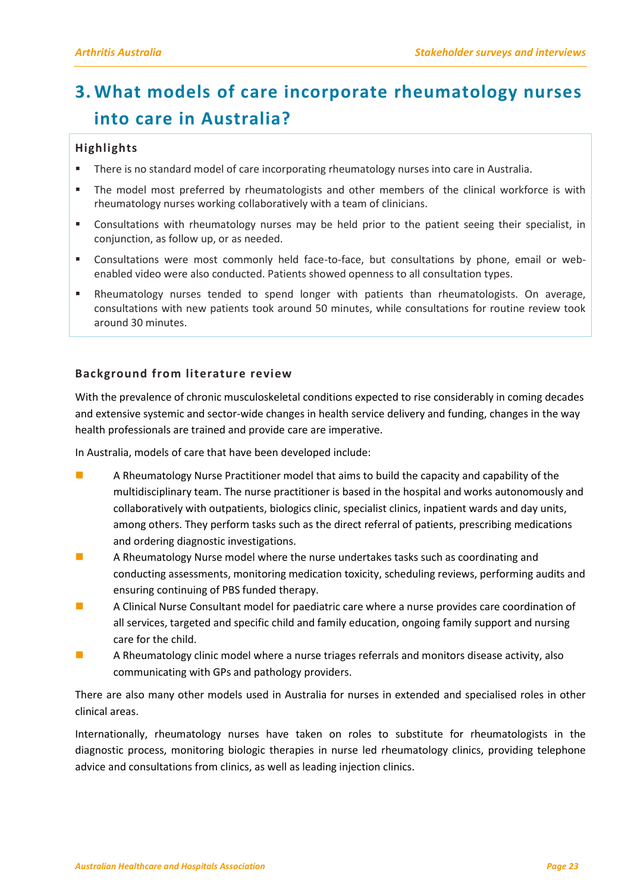# 3. What models of care incorporate rheumatology nurses into care in Australia?

### Highlights

- There is no standard model of care incorporating rheumatology nurses into care in Australia.
- The model most preferred by rheumatologists and other members of the clinical workforce is with rheumatology nurses working collaboratively with a team of clinicians.
- Consultations with rheumatology nurses may be held prior to the patient seeing their specialist, in conjunction, as follow up, or as needed.
- Consultations were most commonly held face-to-face, but consultations by phone, email or web-enabled video were also conducted. Patients showed openness to all consultation types.
- Rheumatology nurses tended to spend longer with patients than rheumatologists. On average, consultations with new patients took around 50 minutes, while consultations for routine review took around 30 minutes.

### Background from literature review

With the prevalence of chronic musculoskeletal conditions expected to rise considerably in coming decades and extensive systemic and sector-wide changes in health service delivery and funding, changes in the way health professionals are trained and provide care are imperative.

In Australia, models of care that have been developed include:

- A Rheumatology Nurse Practitioner model that aims to build the capacity and capability of the multidisciplinary team. The nurse practitioner is based in the hospital and works autonomously and collaboratively with outpatients, biologics clinic, specialist clinics, inpatient wards and day units, among others. They perform tasks such as the direct referral of patients, prescribing medications and ordering diagnostic investigations.
- A Rheumatology Nurse model where the nurse undertakes tasks such as coordinating and conducting assessments, monitoring medication toxicity, scheduling reviews, performing audits and ensuring continuing of PBS funded therapy.
- A Clinical Nurse Consultant model for paediatric care where a nurse provides care coordination of all services, targeted and specific child and family education, ongoing family support and nursing care for the child.
- A Rheumatology clinic model where a nurse triages referrals and monitors disease activity, also communicating with GPs and pathology providers.

There are also many other models used in Australia for nurses in extended and specialised roles in other clinical areas.

Internationally, rheumatology nurses have taken on roles to substitute for rheumatologists in the diagnostic process, monitoring biologic therapies in nurse led rheumatology clinics, providing telephone advice and consultations from clinics, as well as leading injection clinics.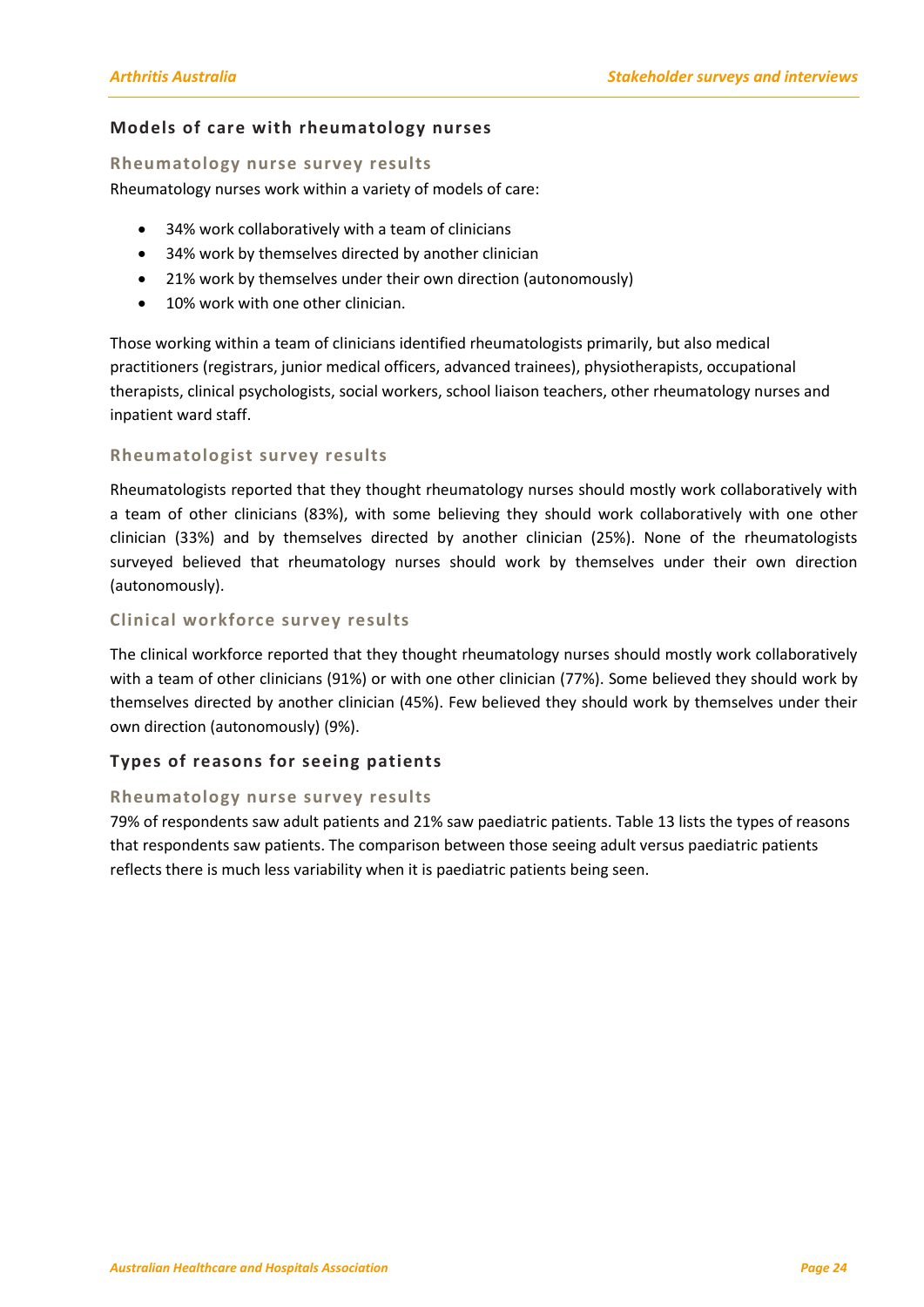## Models of care with rheumatology nurses

### Rheumatology nurse survey results

Rheumatology nurses work within a variety of models of care:

- 34% work collaboratively with a team of clinicians
- 34% work by themselves directed by another clinician
- 21% work by themselves under their own direction (autonomously)
- 10% work with one other clinician.

Those working within a team of clinicians identified rheumatologists primarily, but also medical practitioners (registrars, junior medical officers, advanced trainees), physiotherapists, occupational therapists, clinical psychologists, social workers, school liaison teachers, other rheumatology nurses and inpatient ward staff.

### Rheumatologist survey results

Rheumatologists reported that they thought rheumatology nurses should mostly work collaboratively with a team of other clinicians (83%), with some believing they should work collaboratively with one other clinician (33%) and by themselves directed by another clinician (25%). None of the rheumatologists surveyed believed that rheumatology nurses should work by themselves under their own direction (autonomously).

### Clinical workforce survey results

The clinical workforce reported that they thought rheumatology nurses should mostly work collaboratively with a team of other clinicians (91%) or with one other clinician (77%). Some believed they should work by themselves directed by another clinician (45%). Few believed they should work by themselves under their own direction (autonomously) (9%).

## Types of reasons for seeing patients

### Rheumatology nurse survey results

79% of respondents saw adult patients and 21% saw paediatric patients. Table 13 lists the types of reasons that respondents saw patients. The comparison between those seeing adult versus paediatric patients reflects there is much less variability when it is paediatric patients being seen.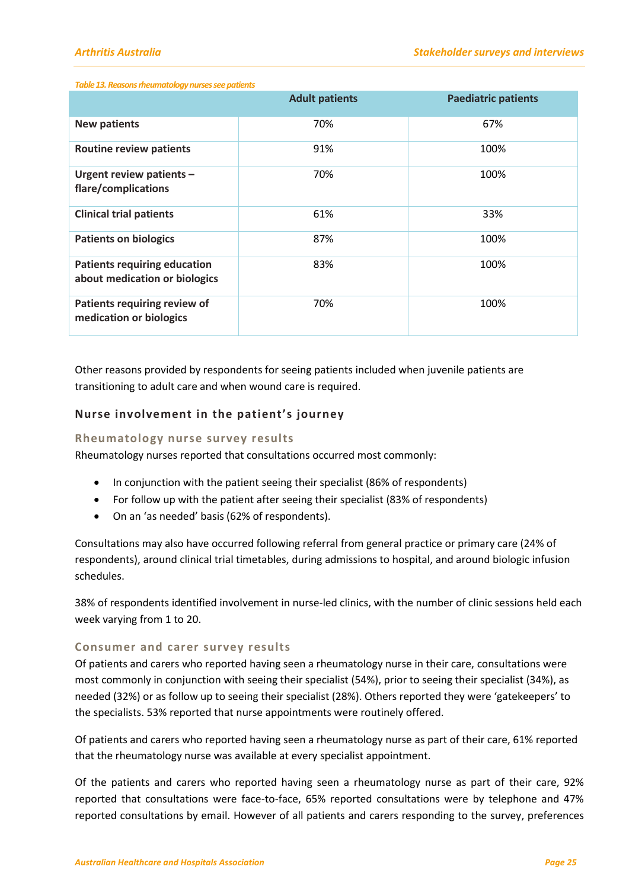*Table 13. Reasons rheumatology nurses see patients*

| | Adult patients | Paediatric patients |
|---|---|---|
| **New patients** | 70% | 67% |
| **Routine review patients** | 91% | 100% |
| **Urgent review patients – flare/complications** | 70% | 100% |
| **Clinical trial patients** | 61% | 33% |
| **Patients on biologics** | 87% | 100% |
| **Patients requiring education about medication or biologics** | 83% | 100% |
| **Patients requiring review of medication or biologics** | 70% | 100% |

Other reasons provided by respondents for seeing patients included when juvenile patients are transitioning to adult care and when wound care is required.

### Nurse involvement in the patient's journey

#### Rheumatology nurse survey results

Rheumatology nurses reported that consultations occurred most commonly:

- In conjunction with the patient seeing their specialist (86% of respondents)
- For follow up with the patient after seeing their specialist (83% of respondents)
- On an 'as needed' basis (62% of respondents).

Consultations may also have occurred following referral from general practice or primary care (24% of respondents), around clinical trial timetables, during admissions to hospital, and around biologic infusion schedules.

38% of respondents identified involvement in nurse-led clinics, with the number of clinic sessions held each week varying from 1 to 20.

#### Consumer and carer survey results

Of patients and carers who reported having seen a rheumatology nurse in their care, consultations were most commonly in conjunction with seeing their specialist (54%), prior to seeing their specialist (34%), as needed (32%) or as follow up to seeing their specialist (28%). Others reported they were 'gatekeepers' to the specialists. 53% reported that nurse appointments were routinely offered.

Of patients and carers who reported having seen a rheumatology nurse as part of their care, 61% reported that the rheumatology nurse was available at every specialist appointment.

Of the patients and carers who reported having seen a rheumatology nurse as part of their care, 92% reported that consultations were face-to-face, 65% reported consultations were by telephone and 47% reported consultations by email. However of all patients and carers responding to the survey, preferences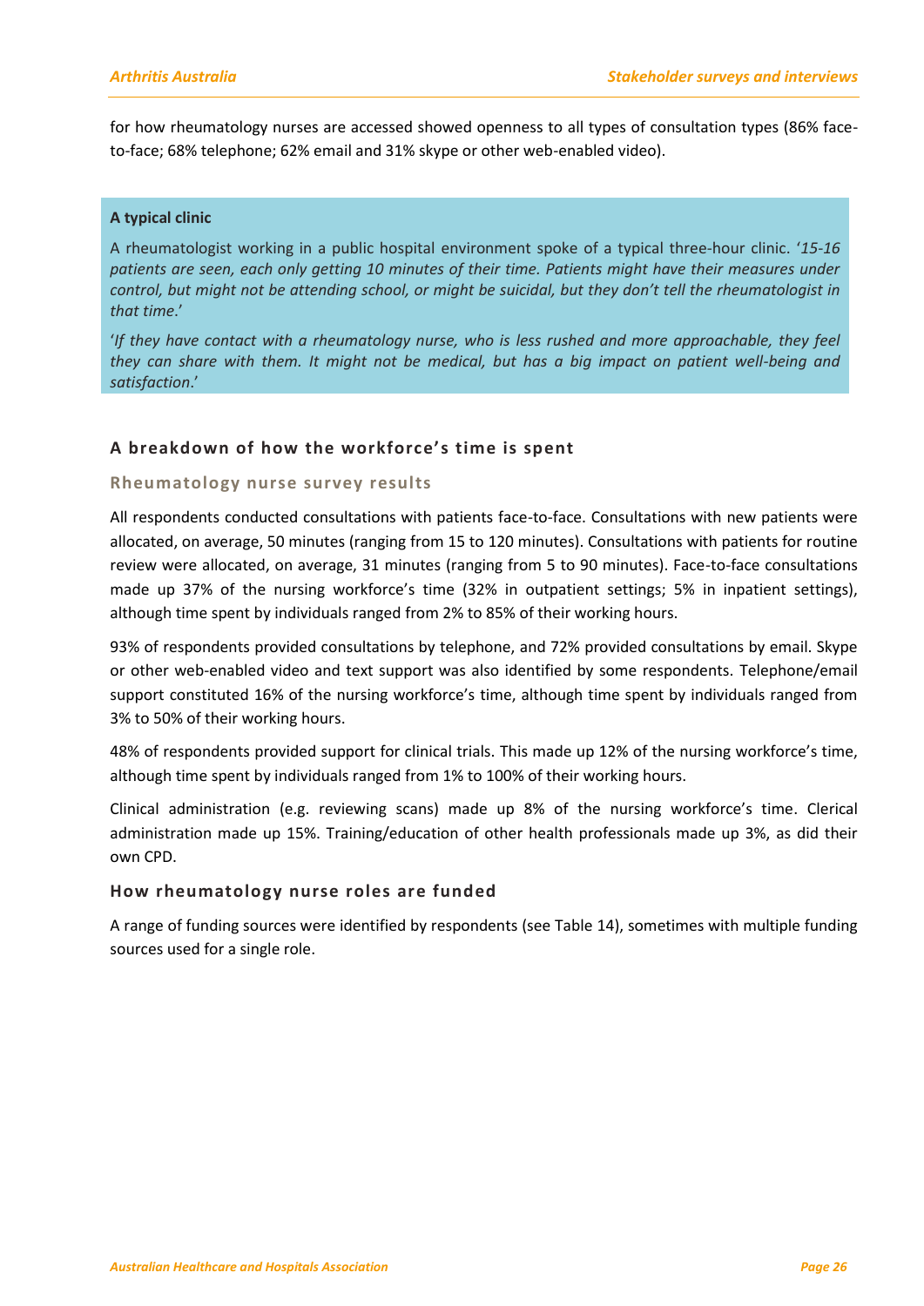for how rheumatology nurses are accessed showed openness to all types of consultation types (86% face-to-face; 68% telephone; 62% email and 31% skype or other web-enabled video).

> **A typical clinic**
>
> A rheumatologist working in a public hospital environment spoke of a typical three-hour clinic. '*15-16 patients are seen, each only getting 10 minutes of their time. Patients might have their measures under control, but might not be attending school, or might be suicidal, but they don't tell the rheumatologist in that time*.'
>
> '*If they have contact with a rheumatology nurse, who is less rushed and more approachable, they feel they can share with them. It might not be medical, but has a big impact on patient well-being and satisfaction*.'

## A breakdown of how the workforce's time is spent

### Rheumatology nurse survey results

All respondents conducted consultations with patients face-to-face. Consultations with new patients were allocated, on average, 50 minutes (ranging from 15 to 120 minutes). Consultations with patients for routine review were allocated, on average, 31 minutes (ranging from 5 to 90 minutes). Face-to-face consultations made up 37% of the nursing workforce's time (32% in outpatient settings; 5% in inpatient settings), although time spent by individuals ranged from 2% to 85% of their working hours.

93% of respondents provided consultations by telephone, and 72% provided consultations by email. Skype or other web-enabled video and text support was also identified by some respondents. Telephone/email support constituted 16% of the nursing workforce's time, although time spent by individuals ranged from 3% to 50% of their working hours.

48% of respondents provided support for clinical trials. This made up 12% of the nursing workforce's time, although time spent by individuals ranged from 1% to 100% of their working hours.

Clinical administration (e.g. reviewing scans) made up 8% of the nursing workforce's time. Clerical administration made up 15%. Training/education of other health professionals made up 3%, as did their own CPD.

### How rheumatology nurse roles are funded

A range of funding sources were identified by respondents (see Table 14), sometimes with multiple funding sources used for a single role.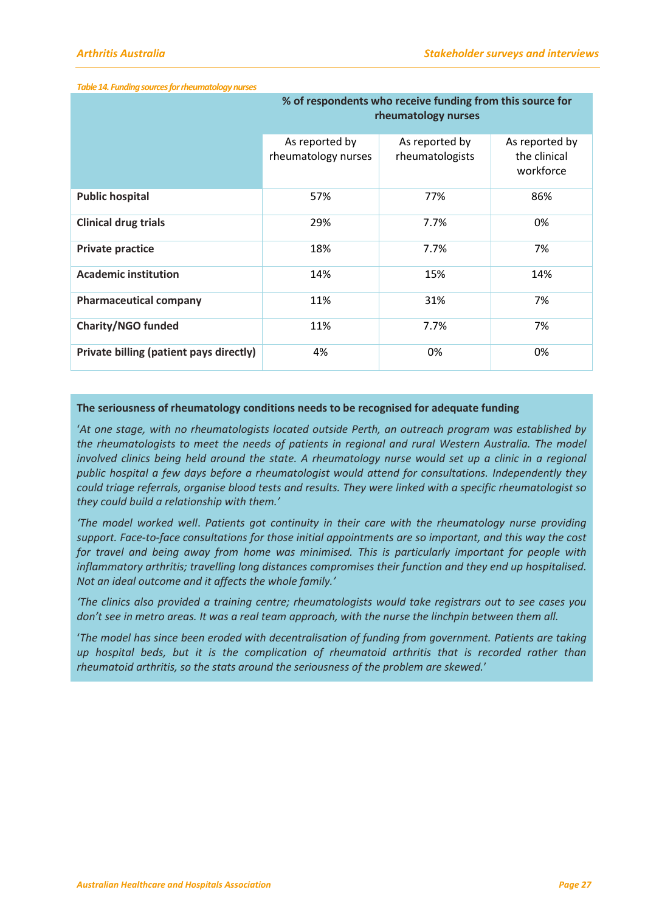*Table 14. Funding sources for rheumatology nurses*

| | % of respondents who receive funding from this source for rheumatology nurses | | |
|---|---|---|---|
| | As reported by rheumatology nurses | As reported by rheumatologists | As reported by the clinical workforce |
| **Public hospital** | 57% | 77% | 86% |
| **Clinical drug trials** | 29% | 7.7% | 0% |
| **Private practice** | 18% | 7.7% | 7% |
| **Academic institution** | 14% | 15% | 14% |
| **Pharmaceutical company** | 11% | 31% | 7% |
| **Charity/NGO funded** | 11% | 7.7% | 7% |
| **Private billing (patient pays directly)** | 4% | 0% | 0% |

**The seriousness of rheumatology conditions needs to be recognised for adequate funding**

*'At one stage, with no rheumatologists located outside Perth, an outreach program was established by the rheumatologists to meet the needs of patients in regional and rural Western Australia. The model involved clinics being held around the state. A rheumatology nurse would set up a clinic in a regional public hospital a few days before a rheumatologist would attend for consultations. Independently they could triage referrals, organise blood tests and results. They were linked with a specific rheumatologist so they could build a relationship with them.'*

*'The model worked well. Patients got continuity in their care with the rheumatology nurse providing support. Face-to-face consultations for those initial appointments are so important, and this way the cost for travel and being away from home was minimised. This is particularly important for people with inflammatory arthritis; travelling long distances compromises their function and they end up hospitalised. Not an ideal outcome and it affects the whole family.'*

*'The clinics also provided a training centre; rheumatologists would take registrars out to see cases you don't see in metro areas. It was a real team approach, with the nurse the linchpin between them all.*

*'The model has since been eroded with decentralisation of funding from government. Patients are taking up hospital beds, but it is the complication of rheumatoid arthritis that is recorded rather than rheumatoid arthritis, so the stats around the seriousness of the problem are skewed.'*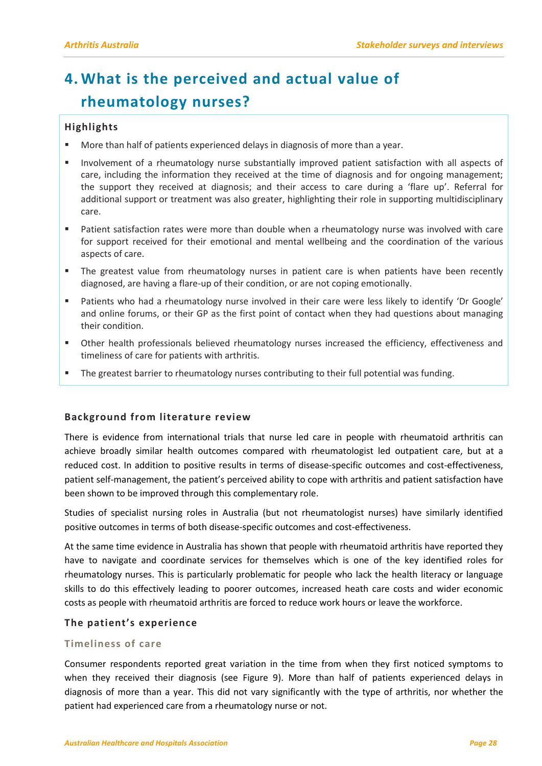# 4. What is the perceived and actual value of rheumatology nurses?

## Highlights

- More than half of patients experienced delays in diagnosis of more than a year.
- Involvement of a rheumatology nurse substantially improved patient satisfaction with all aspects of care, including the information they received at the time of diagnosis and for ongoing management; the support they received at diagnosis; and their access to care during a 'flare up'. Referral for additional support or treatment was also greater, highlighting their role in supporting multidisciplinary care.
- Patient satisfaction rates were more than double when a rheumatology nurse was involved with care for support received for their emotional and mental wellbeing and the coordination of the various aspects of care.
- The greatest value from rheumatology nurses in patient care is when patients have been recently diagnosed, are having a flare-up of their condition, or are not coping emotionally.
- Patients who had a rheumatology nurse involved in their care were less likely to identify 'Dr Google' and online forums, or their GP as the first point of contact when they had questions about managing their condition.
- Other health professionals believed rheumatology nurses increased the efficiency, effectiveness and timeliness of care for patients with arthritis.
- The greatest barrier to rheumatology nurses contributing to their full potential was funding.

## Background from literature review

There is evidence from international trials that nurse led care in people with rheumatoid arthritis can achieve broadly similar health outcomes compared with rheumatologist led outpatient care, but at a reduced cost. In addition to positive results in terms of disease-specific outcomes and cost-effectiveness, patient self-management, the patient's perceived ability to cope with arthritis and patient satisfaction have been shown to be improved through this complementary role.

Studies of specialist nursing roles in Australia (but not rheumatologist nurses) have similarly identified positive outcomes in terms of both disease-specific outcomes and cost-effectiveness.

At the same time evidence in Australia has shown that people with rheumatoid arthritis have reported they have to navigate and coordinate services for themselves which is one of the key identified roles for rheumatology nurses. This is particularly problematic for people who lack the health literacy or language skills to do this effectively leading to poorer outcomes, increased heath care costs and wider economic costs as people with rheumatoid arthritis are forced to reduce work hours or leave the workforce.

## The patient's experience

### Timeliness of care

Consumer respondents reported great variation in the time from when they first noticed symptoms to when they received their diagnosis (see Figure 9). More than half of patients experienced delays in diagnosis of more than a year. This did not vary significantly with the type of arthritis, nor whether the patient had experienced care from a rheumatology nurse or not.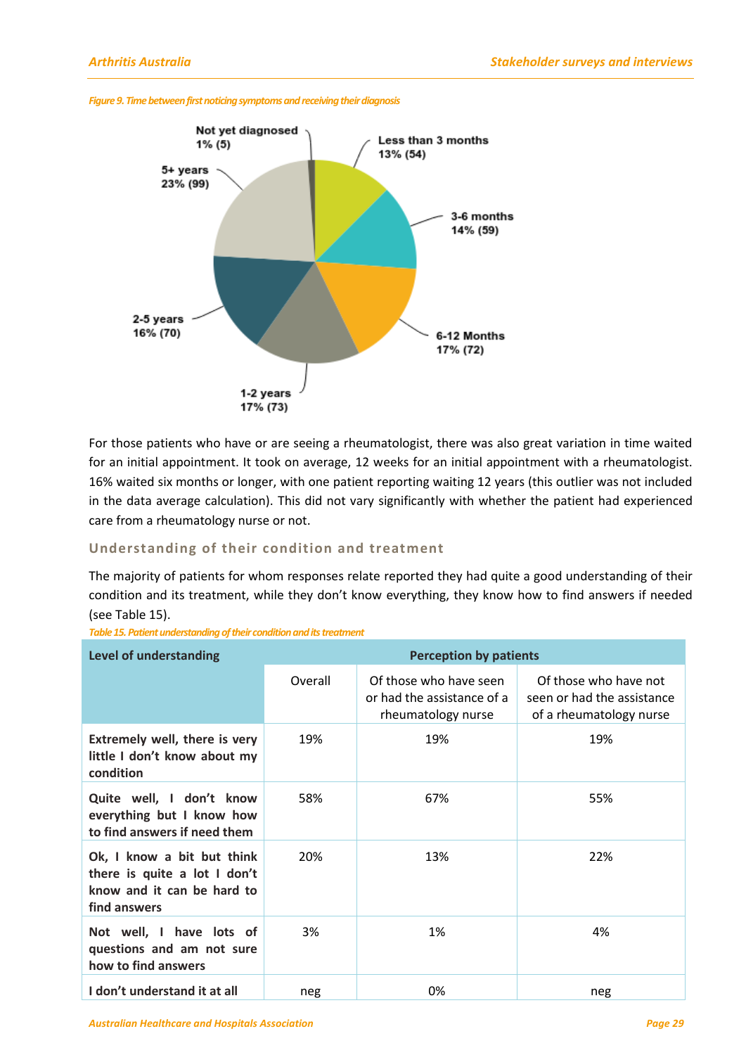*Figure 9. Time between first noticing symptoms and receiving their diagnosis*

Not yet diagnosed 1% (5)

Less than 3 months 13% (54)

3-6 months 14% (59)

6-12 Months 17% (72)

1-2 years 17% (73)

2-5 years 16% (70)

5+ years 23% (99)

For those patients who have or are seeing a rheumatologist, there was also great variation in time waited for an initial appointment. It took on average, 12 weeks for an initial appointment with a rheumatologist. 16% waited six months or longer, with one patient reporting waiting 12 years (this outlier was not included in the data average calculation). This did not vary significantly with whether the patient had experienced care from a rheumatology nurse or not.

## Understanding of their condition and treatment

The majority of patients for whom responses relate reported they had quite a good understanding of their condition and its treatment, while they don't know everything, they know how to find answers if needed (see Table 15).

*Table 15. Patient understanding of their condition and its treatment*

| Level of understanding | Perception by patients | | |
|---|---|---|---|
| | Overall | Of those who have seen or had the assistance of a rheumatology nurse | Of those who have not seen or had the assistance of a rheumatology nurse |
| **Extremely well, there is very little I don't know about my condition** | 19% | 19% | 19% |
| **Quite well, I don't know everything but I know how to find answers if need them** | 58% | 67% | 55% |
| **Ok, I know a bit but think there is quite a lot I don't know and it can be hard to find answers** | 20% | 13% | 22% |
| **Not well, I have lots of questions and am not sure how to find answers** | 3% | 1% | 4% |
| **I don't understand it at all** | neg | 0% | neg |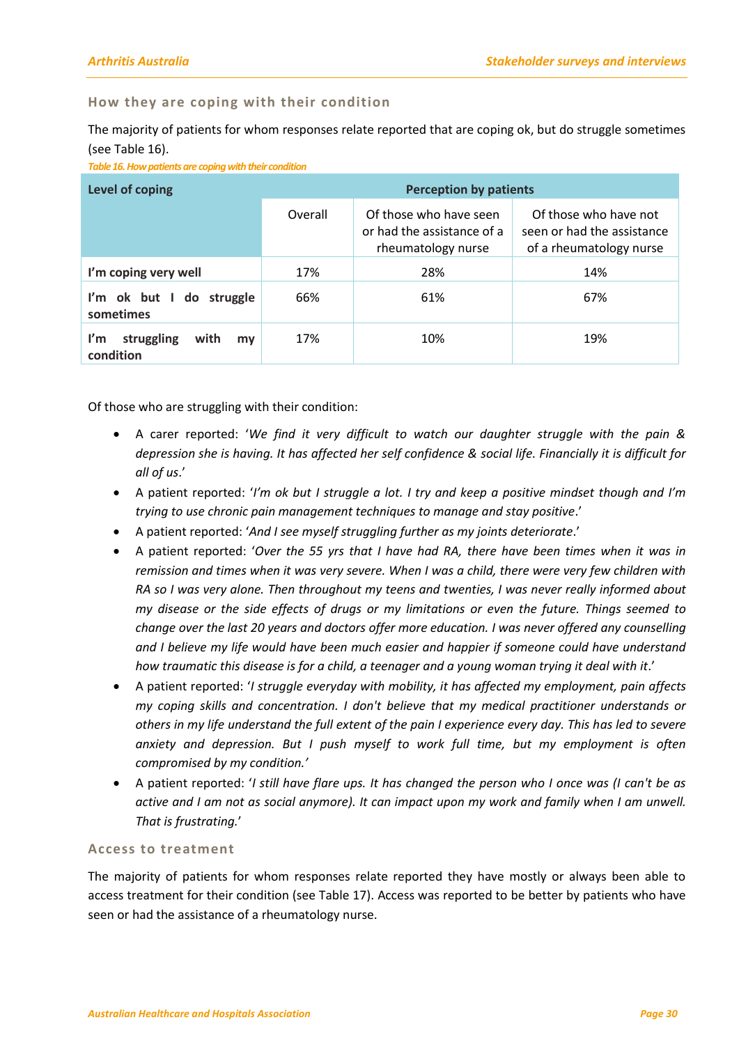### How they are coping with their condition

The majority of patients for whom responses relate reported that are coping ok, but do struggle sometimes (see Table 16).

*Table 16. How patients are coping with their condition*

| Level of coping | Perception by patients | | |
|---|---|---|---|
| | Overall | Of those who have seen or had the assistance of a rheumatology nurse | Of those who have not seen or had the assistance of a rheumatology nurse |
| **I'm coping very well** | 17% | 28% | 14% |
| **I'm ok but I do struggle sometimes** | 66% | 61% | 67% |
| **I'm struggling with my condition** | 17% | 10% | 19% |

Of those who are struggling with their condition:

- A carer reported: '*We find it very difficult to watch our daughter struggle with the pain & depression she is having. It has affected her self confidence & social life. Financially it is difficult for all of us*.'
- A patient reported: '*I'm ok but I struggle a lot. I try and keep a positive mindset though and I'm trying to use chronic pain management techniques to manage and stay positive*.'
- A patient reported: '*And I see myself struggling further as my joints deteriorate*.'
- A patient reported: '*Over the 55 yrs that I have had RA, there have been times when it was in remission and times when it was very severe. When I was a child, there were very few children with RA so I was very alone. Then throughout my teens and twenties, I was never really informed about my disease or the side effects of drugs or my limitations or even the future. Things seemed to change over the last 20 years and doctors offer more education. I was never offered any counselling and I believe my life would have been much easier and happier if someone could have understand how traumatic this disease is for a child, a teenager and a young woman trying it deal with it*.'
- A patient reported: '*I struggle everyday with mobility, it has affected my employment, pain affects my coping skills and concentration. I don't believe that my medical practitioner understands or others in my life understand the full extent of the pain I experience every day. This has led to severe anxiety and depression. But I push myself to work full time, but my employment is often compromised by my condition.*'
- A patient reported: '*I still have flare ups. It has changed the person who I once was (I can't be as active and I am not as social anymore). It can impact upon my work and family when I am unwell. That is frustrating.*'

### Access to treatment

The majority of patients for whom responses relate reported they have mostly or always been able to access treatment for their condition (see Table 17). Access was reported to be better by patients who have seen or had the assistance of a rheumatology nurse.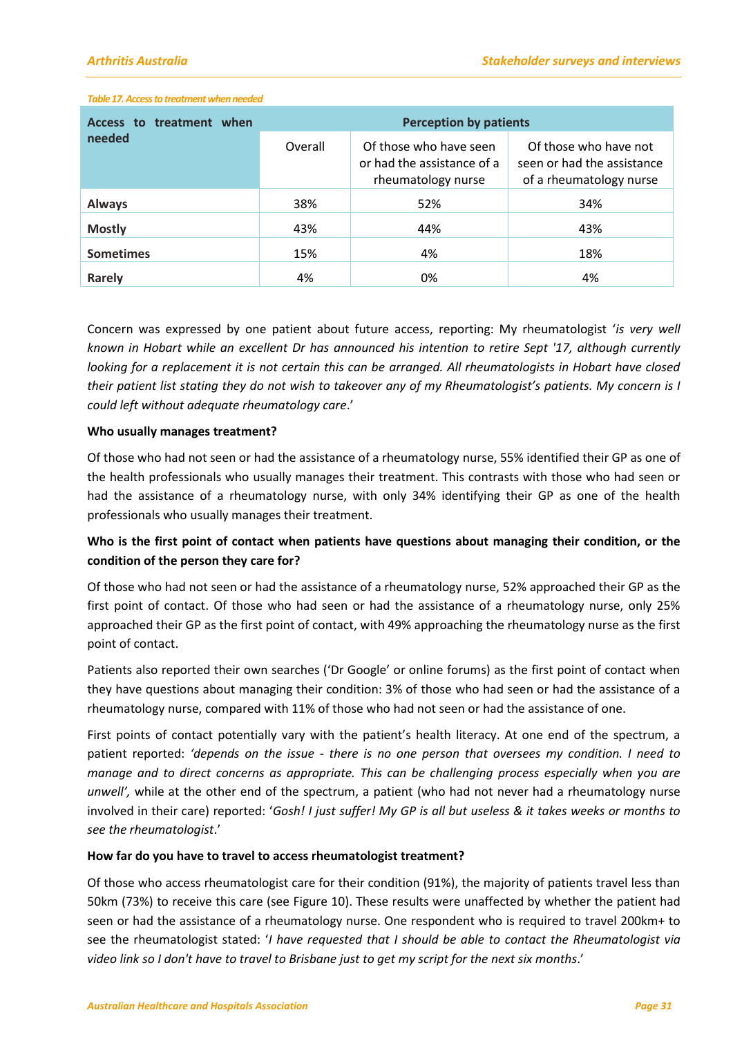*Table 17. Access to treatment when needed*

| Access to treatment when needed | Perception by patients | | |
|---|---|---|---|
| | Overall | Of those who have seen or had the assistance of a rheumatology nurse | Of those who have not seen or had the assistance of a rheumatology nurse |
| **Always** | 38% | 52% | 34% |
| **Mostly** | 43% | 44% | 43% |
| **Sometimes** | 15% | 4% | 18% |
| **Rarely** | 4% | 0% | 4% |

Concern was expressed by one patient about future access, reporting: My rheumatologist '*is very well known in Hobart while an excellent Dr has announced his intention to retire Sept '17, although currently looking for a replacement it is not certain this can be arranged. All rheumatologists in Hobart have closed their patient list stating they do not wish to takeover any of my Rheumatologist's patients. My concern is I could left without adequate rheumatology care*.'

**Who usually manages treatment?**

Of those who had not seen or had the assistance of a rheumatology nurse, 55% identified their GP as one of the health professionals who usually manages their treatment. This contrasts with those who had seen or had the assistance of a rheumatology nurse, with only 34% identifying their GP as one of the health professionals who usually manages their treatment.

**Who is the first point of contact when patients have questions about managing their condition, or the condition of the person they care for?**

Of those who had not seen or had the assistance of a rheumatology nurse, 52% approached their GP as the first point of contact. Of those who had seen or had the assistance of a rheumatology nurse, only 25% approached their GP as the first point of contact, with 49% approaching the rheumatology nurse as the first point of contact.

Patients also reported their own searches ('Dr Google' or online forums) as the first point of contact when they have questions about managing their condition: 3% of those who had seen or had the assistance of a rheumatology nurse, compared with 11% of those who had not seen or had the assistance of one.

First points of contact potentially vary with the patient's health literacy. At one end of the spectrum, a patient reported: *'depends on the issue - there is no one person that oversees my condition. I need to manage and to direct concerns as appropriate. This can be challenging process especially when you are unwell',* while at the other end of the spectrum, a patient (who had not never had a rheumatology nurse involved in their care) reported: '*Gosh! I just suffer! My GP is all but useless & it takes weeks or months to see the rheumatologist*.'

**How far do you have to travel to access rheumatologist treatment?**

Of those who access rheumatologist care for their condition (91%), the majority of patients travel less than 50km (73%) to receive this care (see Figure 10). These results were unaffected by whether the patient had seen or had the assistance of a rheumatology nurse. One respondent who is required to travel 200km+ to see the rheumatologist stated: '*I have requested that I should be able to contact the Rheumatologist via video link so I don't have to travel to Brisbane just to get my script for the next six months*.'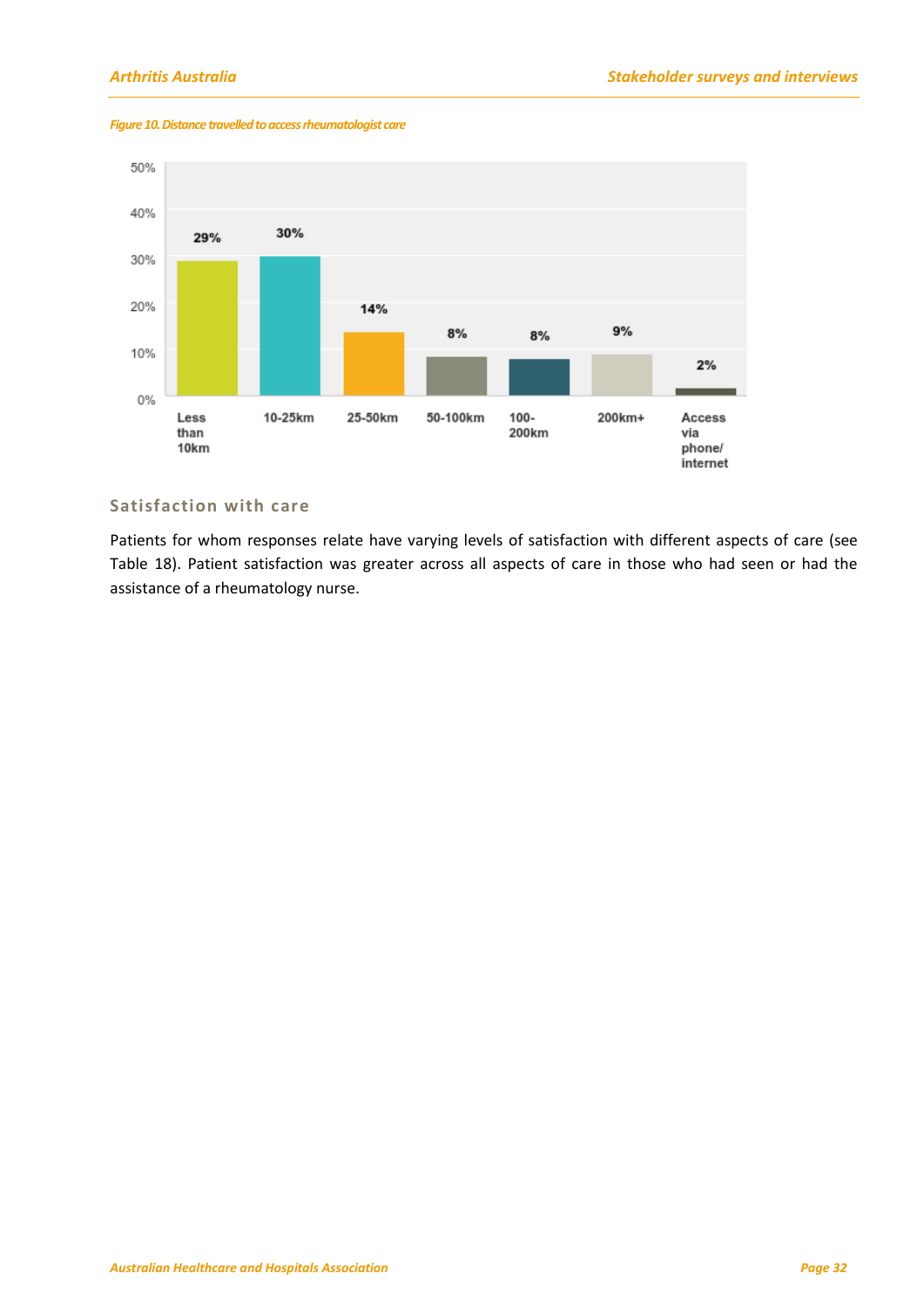*Figure 10. Distance travelled to access rheumatologist care*

| Distance | Percentage |
|---|---|
| Less than 10km | 29% |
| 10-25km | 30% |
| 25-50km | 14% |
| 50-100km | 8% |
| 100-200km | 8% |
| 200km+ | 9% |
| Access via phone/internet | 2% |

### Satisfaction with care

Patients for whom responses relate have varying levels of satisfaction with different aspects of care (see Table 18). Patient satisfaction was greater across all aspects of care in those who had seen or had the assistance of a rheumatology nurse.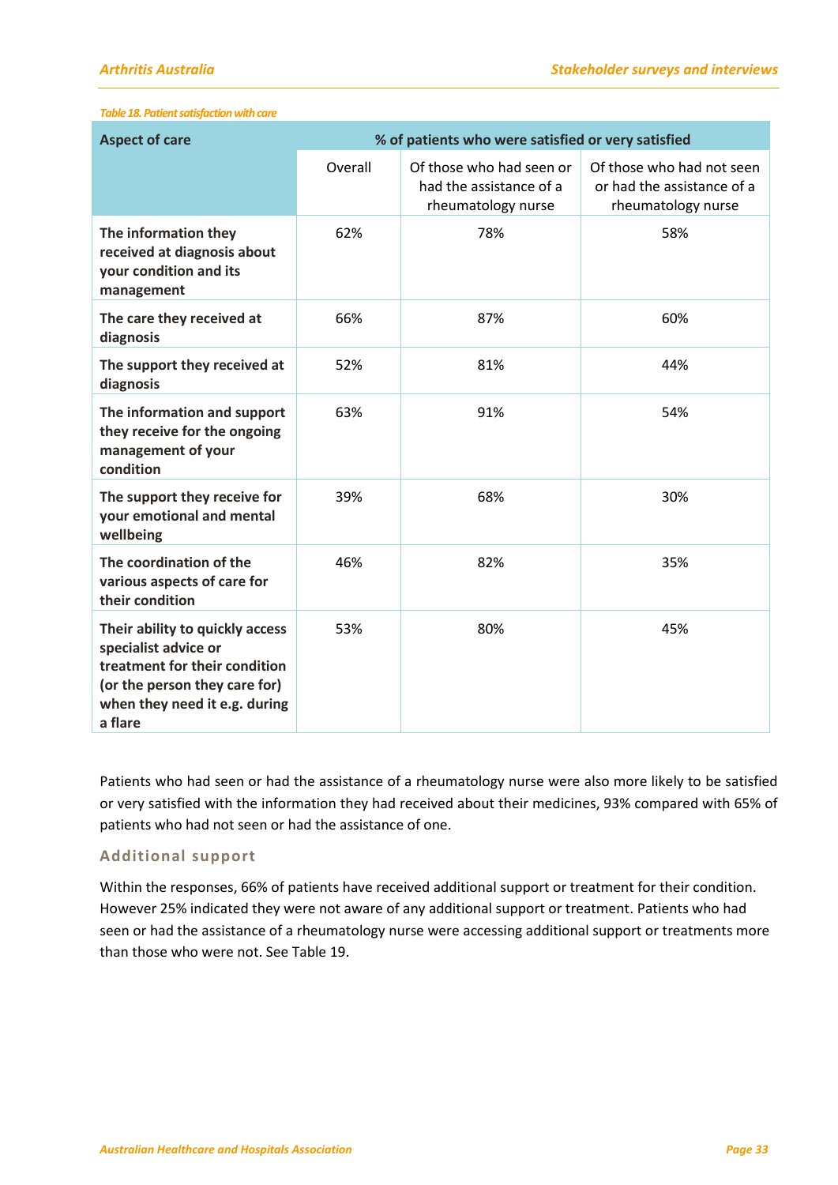*Table 18. Patient satisfaction with care*

| Aspect of care | % of patients who were satisfied or very satisfied | | |
|---|---|---|---|
| | Overall | Of those who had seen or had the assistance of a rheumatology nurse | Of those who had not seen or had the assistance of a rheumatology nurse |
| **The information they received at diagnosis about your condition and its management** | 62% | 78% | 58% |
| **The care they received at diagnosis** | 66% | 87% | 60% |
| **The support they received at diagnosis** | 52% | 81% | 44% |
| **The information and support they receive for the ongoing management of your condition** | 63% | 91% | 54% |
| **The support they receive for your emotional and mental wellbeing** | 39% | 68% | 30% |
| **The coordination of the various aspects of care for their condition** | 46% | 82% | 35% |
| **Their ability to quickly access specialist advice or treatment for their condition (or the person they care for) when they need it e.g. during a flare** | 53% | 80% | 45% |

Patients who had seen or had the assistance of a rheumatology nurse were also more likely to be satisfied or very satisfied with the information they had received about their medicines, 93% compared with 65% of patients who had not seen or had the assistance of one.

## Additional support

Within the responses, 66% of patients have received additional support or treatment for their condition. However 25% indicated they were not aware of any additional support or treatment. Patients who had seen or had the assistance of a rheumatology nurse were accessing additional support or treatments more than those who were not. See Table 19.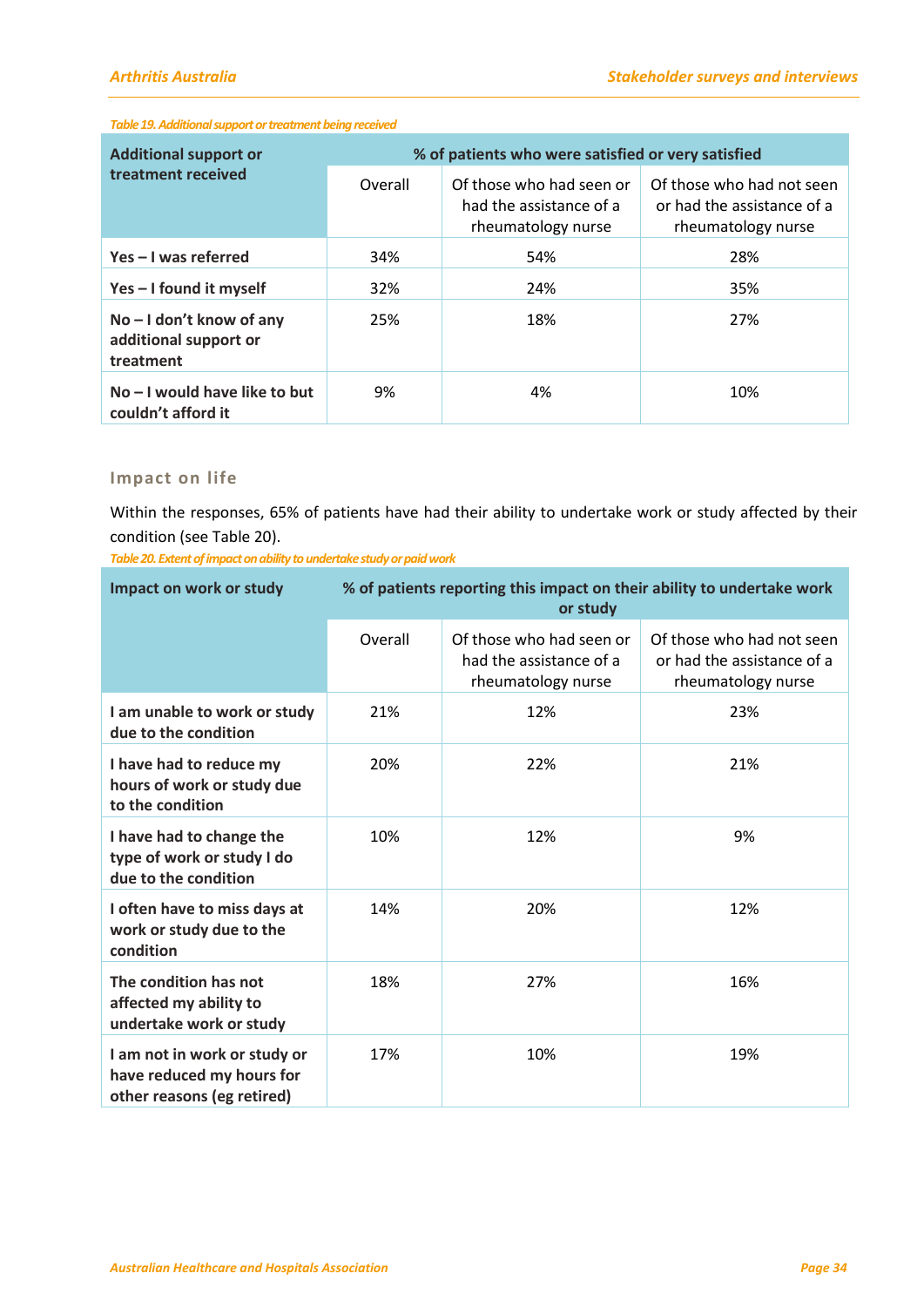*Table 19. Additional support or treatment being received*

| Additional support or treatment received | % of patients who were satisfied or very satisfied | | |
|---|---|---|---|
| | Overall | Of those who had seen or had the assistance of a rheumatology nurse | Of those who had not seen or had the assistance of a rheumatology nurse |
| **Yes – I was referred** | 34% | 54% | 28% |
| **Yes – I found it myself** | 32% | 24% | 35% |
| **No – I don't know of any additional support or treatment** | 25% | 18% | 27% |
| **No – I would have like to but couldn't afford it** | 9% | 4% | 10% |

### Impact on life

Within the responses, 65% of patients have had their ability to undertake work or study affected by their condition (see Table 20).

*Table 20. Extent of impact on ability to undertake study or paid work*

| Impact on work or study | % of patients reporting this impact on their ability to undertake work or study | | |
|---|---|---|---|
| | Overall | Of those who had seen or had the assistance of a rheumatology nurse | Of those who had not seen or had the assistance of a rheumatology nurse |
| **I am unable to work or study due to the condition** | 21% | 12% | 23% |
| **I have had to reduce my hours of work or study due to the condition** | 20% | 22% | 21% |
| **I have had to change the type of work or study I do due to the condition** | 10% | 12% | 9% |
| **I often have to miss days at work or study due to the condition** | 14% | 20% | 12% |
| **The condition has not affected my ability to undertake work or study** | 18% | 27% | 16% |
| **I am not in work or study or have reduced my hours for other reasons (eg retired)** | 17% | 10% | 19% |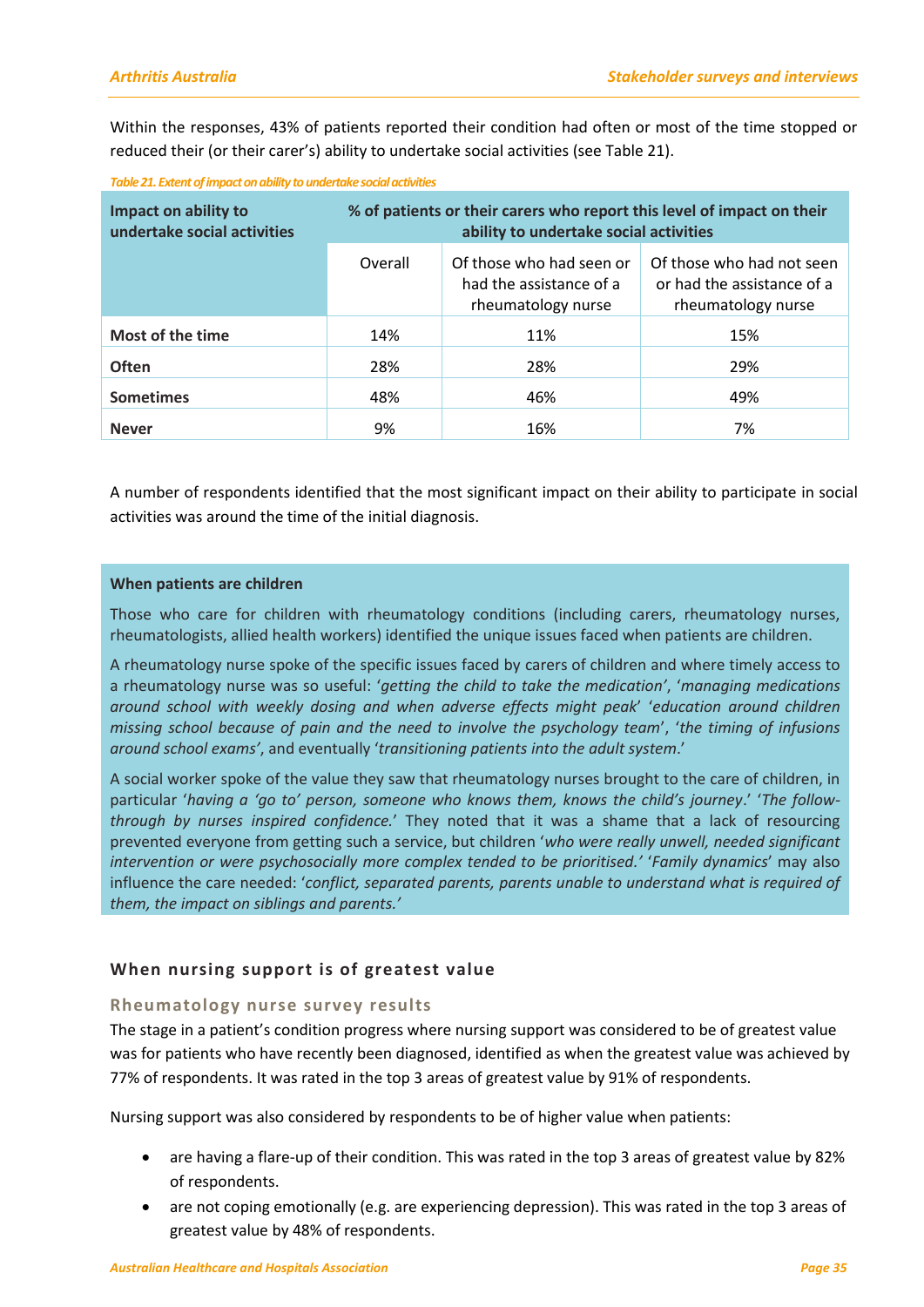Within the responses, 43% of patients reported their condition had often or most of the time stopped or reduced their (or their carer's) ability to undertake social activities (see Table 21).

*Table 21. Extent of impact on ability to undertake social activities*

| Impact on ability to undertake social activities | % of patients or their carers who report this level of impact on their ability to undertake social activities | | |
|---|---|---|---|
| | Overall | Of those who had seen or had the assistance of a rheumatology nurse | Of those who had not seen or had the assistance of a rheumatology nurse |
| **Most of the time** | 14% | 11% | 15% |
| **Often** | 28% | 28% | 29% |
| **Sometimes** | 48% | 46% | 49% |
| **Never** | 9% | 16% | 7% |

A number of respondents identified that the most significant impact on their ability to participate in social activities was around the time of the initial diagnosis.

**When patients are children**

Those who care for children with rheumatology conditions (including carers, rheumatology nurses, rheumatologists, allied health workers) identified the unique issues faced when patients are children.

A rheumatology nurse spoke of the specific issues faced by carers of children and where timely access to a rheumatology nurse was so useful: '*getting the child to take the medication*', '*managing medications around school with weekly dosing and when adverse effects might peak*' '*education around children missing school because of pain and the need to involve the psychology team*', '*the timing of infusions around school exams*', and eventually '*transitioning patients into the adult system*.'

A social worker spoke of the value they saw that rheumatology nurses brought to the care of children, in particular '*having a 'go to' person, someone who knows them, knows the child's journey*.' '*The follow-through by nurses inspired confidence.*' They noted that it was a shame that a lack of resourcing prevented everyone from getting such a service, but children '*who were really unwell, needed significant intervention or were psychosocially more complex tended to be prioritised.*' '*Family dynamics*' may also influence the care needed: '*conflict, separated parents, parents unable to understand what is required of them, the impact on siblings and parents.*'

## When nursing support is of greatest value

### Rheumatology nurse survey results

The stage in a patient's condition progress where nursing support was considered to be of greatest value was for patients who have recently been diagnosed, identified as when the greatest value was achieved by 77% of respondents. It was rated in the top 3 areas of greatest value by 91% of respondents.

Nursing support was also considered by respondents to be of higher value when patients:

- are having a flare-up of their condition. This was rated in the top 3 areas of greatest value by 82% of respondents.
- are not coping emotionally (e.g. are experiencing depression). This was rated in the top 3 areas of greatest value by 48% of respondents.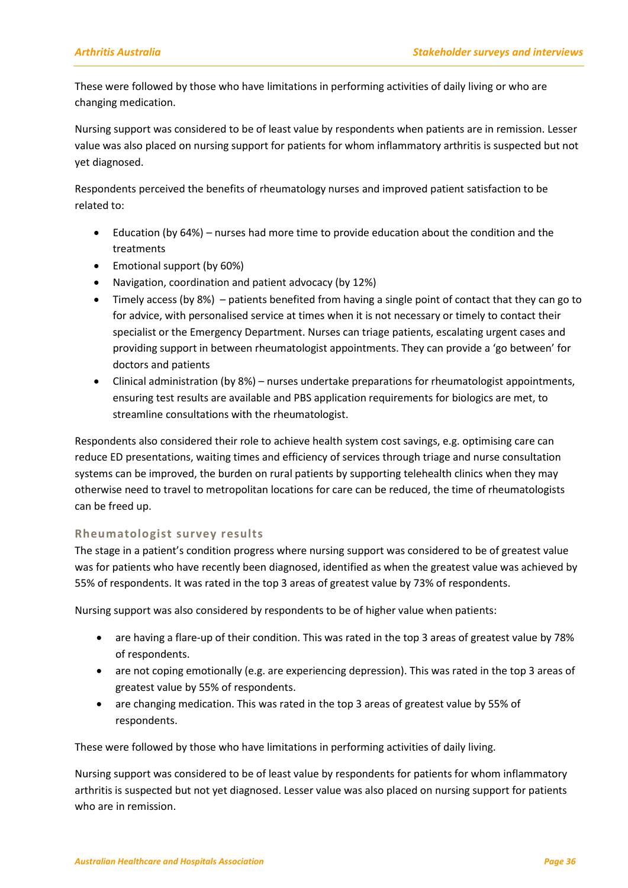These were followed by those who have limitations in performing activities of daily living or who are changing medication.

Nursing support was considered to be of least value by respondents when patients are in remission. Lesser value was also placed on nursing support for patients for whom inflammatory arthritis is suspected but not yet diagnosed.

Respondents perceived the benefits of rheumatology nurses and improved patient satisfaction to be related to:

- Education (by 64%) – nurses had more time to provide education about the condition and the treatments
- Emotional support (by 60%)
- Navigation, coordination and patient advocacy (by 12%)
- Timely access (by 8%) – patients benefited from having a single point of contact that they can go to for advice, with personalised service at times when it is not necessary or timely to contact their specialist or the Emergency Department. Nurses can triage patients, escalating urgent cases and providing support in between rheumatologist appointments. They can provide a 'go between' for doctors and patients
- Clinical administration (by 8%) – nurses undertake preparations for rheumatologist appointments, ensuring test results are available and PBS application requirements for biologics are met, to streamline consultations with the rheumatologist.

Respondents also considered their role to achieve health system cost savings, e.g. optimising care can reduce ED presentations, waiting times and efficiency of services through triage and nurse consultation systems can be improved, the burden on rural patients by supporting telehealth clinics when they may otherwise need to travel to metropolitan locations for care can be reduced, the time of rheumatologists can be freed up.

### Rheumatologist survey results

The stage in a patient's condition progress where nursing support was considered to be of greatest value was for patients who have recently been diagnosed, identified as when the greatest value was achieved by 55% of respondents. It was rated in the top 3 areas of greatest value by 73% of respondents.

Nursing support was also considered by respondents to be of higher value when patients:

- are having a flare-up of their condition. This was rated in the top 3 areas of greatest value by 78% of respondents.
- are not coping emotionally (e.g. are experiencing depression). This was rated in the top 3 areas of greatest value by 55% of respondents.
- are changing medication. This was rated in the top 3 areas of greatest value by 55% of respondents.

These were followed by those who have limitations in performing activities of daily living.

Nursing support was considered to be of least value by respondents for patients for whom inflammatory arthritis is suspected but not yet diagnosed. Lesser value was also placed on nursing support for patients who are in remission.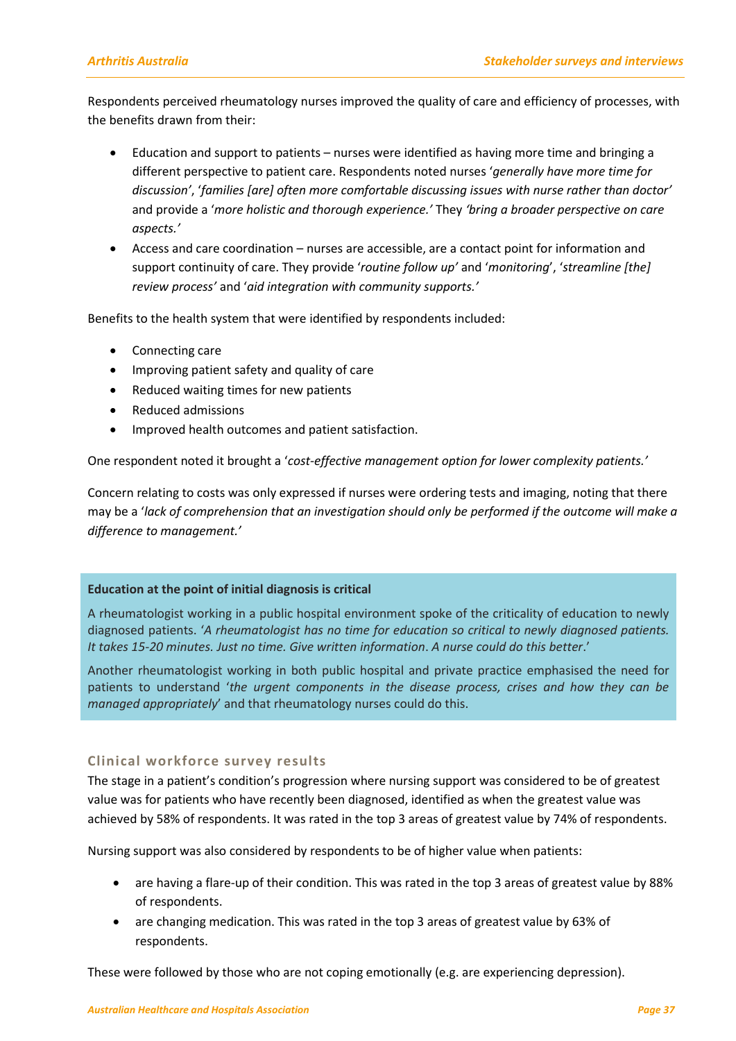Respondents perceived rheumatology nurses improved the quality of care and efficiency of processes, with the benefits drawn from their:

- Education and support to patients – nurses were identified as having more time and bringing a different perspective to patient care. Respondents noted nurses '*generally have more time for discussion*', '*families [are] often more comfortable discussing issues with nurse rather than doctor*' and provide a '*more holistic and thorough experience.*' They *'bring a broader perspective on care aspects.'*
- Access and care coordination – nurses are accessible, are a contact point for information and support continuity of care. They provide '*routine follow up*' and '*monitoring*', '*streamline [the] review process*' and '*aid integration with community supports.*'

Benefits to the health system that were identified by respondents included:

- Connecting care
- Improving patient safety and quality of care
- Reduced waiting times for new patients
- Reduced admissions
- Improved health outcomes and patient satisfaction.

One respondent noted it brought a '*cost-effective management option for lower complexity patients.*'

Concern relating to costs was only expressed if nurses were ordering tests and imaging, noting that there may be a '*lack of comprehension that an investigation should only be performed if the outcome will make a difference to management.*'

**Education at the point of initial diagnosis is critical**

A rheumatologist working in a public hospital environment spoke of the criticality of education to newly diagnosed patients. '*A rheumatologist has no time for education so critical to newly diagnosed patients. It takes 15-20 minutes. Just no time. Give written information*. *A nurse could do this better*.'

Another rheumatologist working in both public hospital and private practice emphasised the need for patients to understand '*the urgent components in the disease process, crises and how they can be managed appropriately*' and that rheumatology nurses could do this.

### Clinical workforce survey results

The stage in a patient's condition's progression where nursing support was considered to be of greatest value was for patients who have recently been diagnosed, identified as when the greatest value was achieved by 58% of respondents. It was rated in the top 3 areas of greatest value by 74% of respondents.

Nursing support was also considered by respondents to be of higher value when patients:

- are having a flare-up of their condition. This was rated in the top 3 areas of greatest value by 88% of respondents.
- are changing medication. This was rated in the top 3 areas of greatest value by 63% of respondents.

These were followed by those who are not coping emotionally (e.g. are experiencing depression).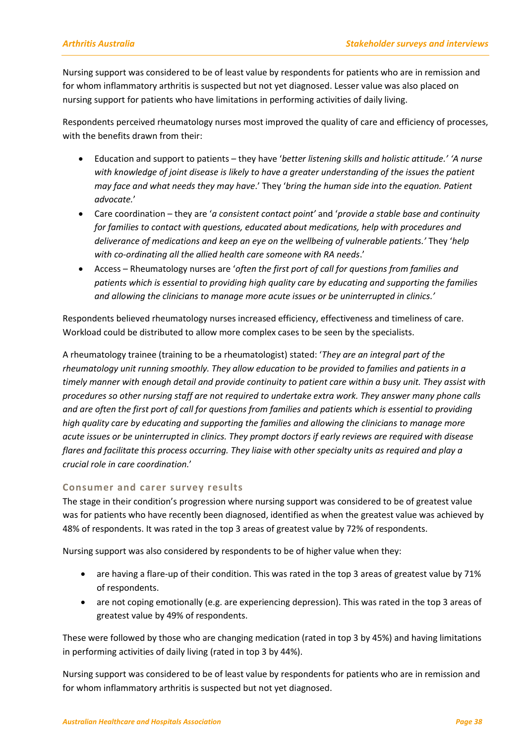Nursing support was considered to be of least value by respondents for patients who are in remission and for whom inflammatory arthritis is suspected but not yet diagnosed. Lesser value was also placed on nursing support for patients who have limitations in performing activities of daily living.

Respondents perceived rheumatology nurses most improved the quality of care and efficiency of processes, with the benefits drawn from their:

- Education and support to patients – they have '*better listening skills and holistic attitude.*' '*A nurse with knowledge of joint disease is likely to have a greater understanding of the issues the patient may face and what needs they may have*.' They '*bring the human side into the equation. Patient advocate.*'
- Care coordination – they are '*a consistent contact point*' and '*provide a stable base and continuity for families to contact with questions, educated about medications, help with procedures and deliverance of medications and keep an eye on the wellbeing of vulnerable patients.*' They '*help with co-ordinating all the allied health care someone with RA needs*.'
- Access – Rheumatology nurses are '*often the first port of call for questions from families and patients which is essential to providing high quality care by educating and supporting the families and allowing the clinicians to manage more acute issues or be uninterrupted in clinics.*'

Respondents believed rheumatology nurses increased efficiency, effectiveness and timeliness of care. Workload could be distributed to allow more complex cases to be seen by the specialists.

A rheumatology trainee (training to be a rheumatologist) stated: '*They are an integral part of the rheumatology unit running smoothly. They allow education to be provided to families and patients in a timely manner with enough detail and provide continuity to patient care within a busy unit. They assist with procedures so other nursing staff are not required to undertake extra work. They answer many phone calls and are often the first port of call for questions from families and patients which is essential to providing high quality care by educating and supporting the families and allowing the clinicians to manage more acute issues or be uninterrupted in clinics. They prompt doctors if early reviews are required with disease flares and facilitate this process occurring. They liaise with other specialty units as required and play a crucial role in care coordination.*'

### Consumer and carer survey results

The stage in their condition's progression where nursing support was considered to be of greatest value was for patients who have recently been diagnosed, identified as when the greatest value was achieved by 48% of respondents. It was rated in the top 3 areas of greatest value by 72% of respondents.

Nursing support was also considered by respondents to be of higher value when they:

- are having a flare-up of their condition. This was rated in the top 3 areas of greatest value by 71% of respondents.
- are not coping emotionally (e.g. are experiencing depression). This was rated in the top 3 areas of greatest value by 49% of respondents.

These were followed by those who are changing medication (rated in top 3 by 45%) and having limitations in performing activities of daily living (rated in top 3 by 44%).

Nursing support was considered to be of least value by respondents for patients who are in remission and for whom inflammatory arthritis is suspected but not yet diagnosed.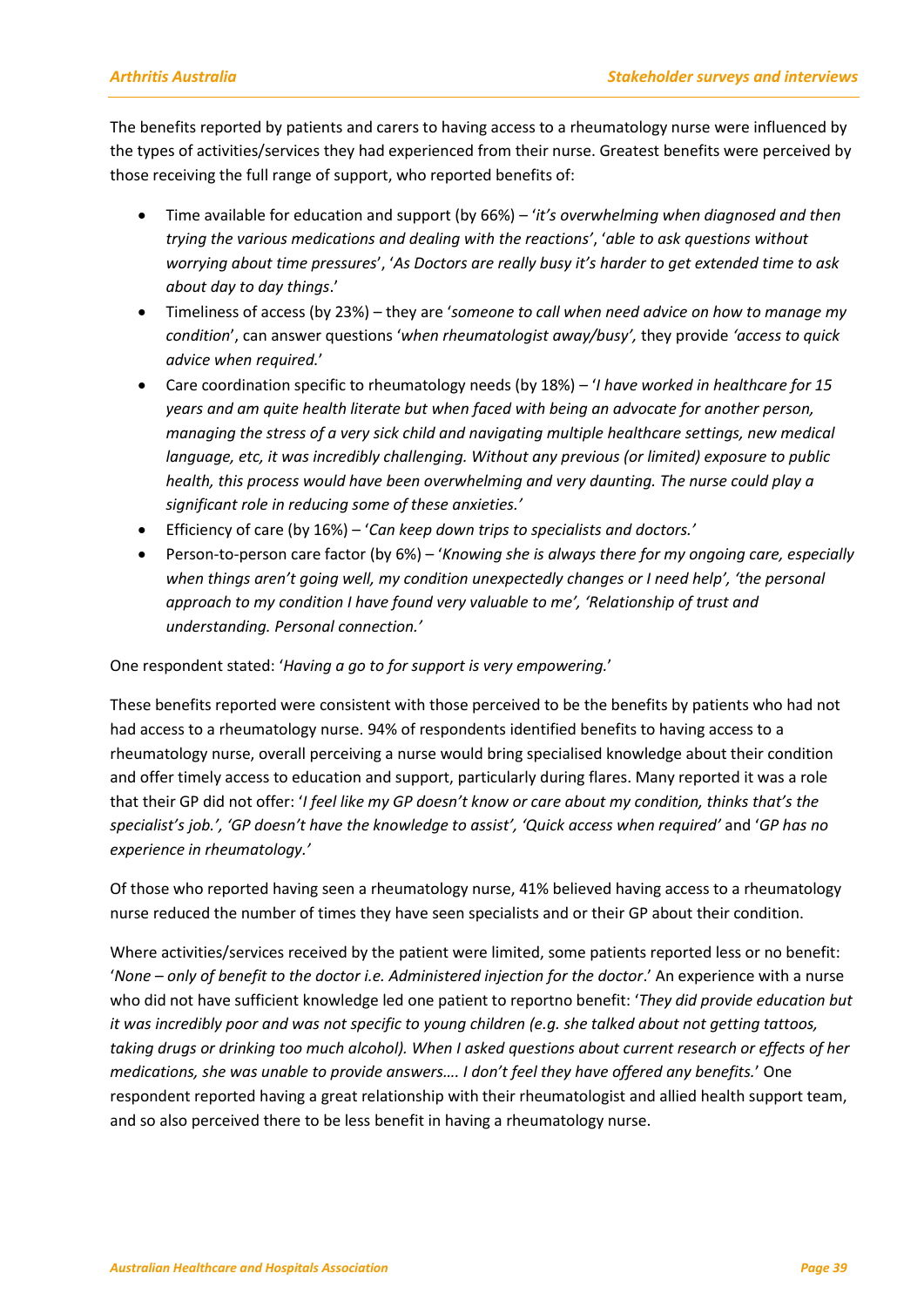The benefits reported by patients and carers to having access to a rheumatology nurse were influenced by the types of activities/services they had experienced from their nurse. Greatest benefits were perceived by those receiving the full range of support, who reported benefits of:

- Time available for education and support (by 66%) – '*it's overwhelming when diagnosed and then trying the various medications and dealing with the reactions*', '*able to ask questions without worrying about time pressures*', '*As Doctors are really busy it's harder to get extended time to ask about day to day things*.'
- Timeliness of access (by 23%) – they are '*someone to call when need advice on how to manage my condition*', can answer questions '*when rheumatologist away/busy',* they provide *'access to quick advice when required.*'
- Care coordination specific to rheumatology needs (by 18%) – '*I have worked in healthcare for 15 years and am quite health literate but when faced with being an advocate for another person, managing the stress of a very sick child and navigating multiple healthcare settings, new medical language, etc, it was incredibly challenging. Without any previous (or limited) exposure to public health, this process would have been overwhelming and very daunting. The nurse could play a significant role in reducing some of these anxieties.'*
- Efficiency of care (by 16%) – '*Can keep down trips to specialists and doctors.'*
- Person-to-person care factor (by 6%) – '*Knowing she is always there for my ongoing care, especially when things aren't going well, my condition unexpectedly changes or I need help', 'the personal approach to my condition I have found very valuable to me', 'Relationship of trust and understanding. Personal connection.'*

One respondent stated: '*Having a go to for support is very empowering.*'

These benefits reported were consistent with those perceived to be the benefits by patients who had not had access to a rheumatology nurse. 94% of respondents identified benefits to having access to a rheumatology nurse, overall perceiving a nurse would bring specialised knowledge about their condition and offer timely access to education and support, particularly during flares. Many reported it was a role that their GP did not offer: '*I feel like my GP doesn't know or care about my condition, thinks that's the specialist's job.', 'GP doesn't have the knowledge to assist', 'Quick access when required'* and '*GP has no experience in rheumatology.'*

Of those who reported having seen a rheumatology nurse, 41% believed having access to a rheumatology nurse reduced the number of times they have seen specialists and or their GP about their condition.

Where activities/services received by the patient were limited, some patients reported less or no benefit: '*None – only of benefit to the doctor i.e. Administered injection for the doctor*.' An experience with a nurse who did not have sufficient knowledge led one patient to reportno benefit: '*They did provide education but it was incredibly poor and was not specific to young children (e.g. she talked about not getting tattoos, taking drugs or drinking too much alcohol). When I asked questions about current research or effects of her medications, she was unable to provide answers…. I don't feel they have offered any benefits.*' One respondent reported having a great relationship with their rheumatologist and allied health support team, and so also perceived there to be less benefit in having a rheumatology nurse.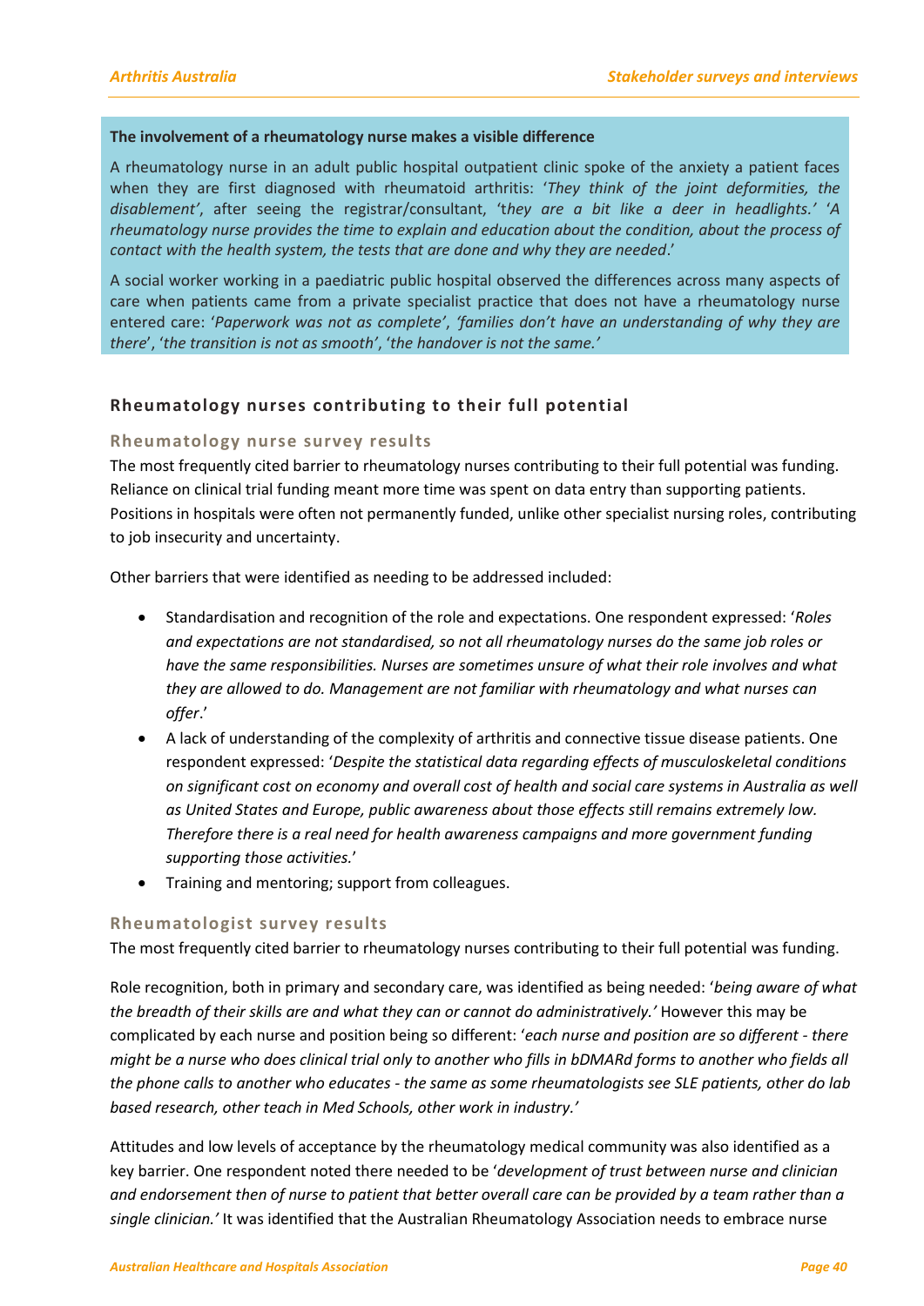**The involvement of a rheumatology nurse makes a visible difference**

A rheumatology nurse in an adult public hospital outpatient clinic spoke of the anxiety a patient faces when they are first diagnosed with rheumatoid arthritis: '*They think of the joint deformities, the disablement*', after seeing the registrar/consultant, '*they are a bit like a deer in headlights.*' '*A rheumatology nurse provides the time to explain and education about the condition, about the process of contact with the health system, the tests that are done and why they are needed*.'

A social worker working in a paediatric public hospital observed the differences across many aspects of care when patients came from a private specialist practice that does not have a rheumatology nurse entered care: '*Paperwork was not as complete*', '*families don't have an understanding of why they are there*', '*the transition is not as smooth*', '*the handover is not the same.*'

## Rheumatology nurses contributing to their full potential

### Rheumatology nurse survey results

The most frequently cited barrier to rheumatology nurses contributing to their full potential was funding. Reliance on clinical trial funding meant more time was spent on data entry than supporting patients. Positions in hospitals were often not permanently funded, unlike other specialist nursing roles, contributing to job insecurity and uncertainty.

Other barriers that were identified as needing to be addressed included:

- Standardisation and recognition of the role and expectations. One respondent expressed: '*Roles and expectations are not standardised, so not all rheumatology nurses do the same job roles or have the same responsibilities. Nurses are sometimes unsure of what their role involves and what they are allowed to do. Management are not familiar with rheumatology and what nurses can offer*.'
- A lack of understanding of the complexity of arthritis and connective tissue disease patients. One respondent expressed: '*Despite the statistical data regarding effects of musculoskeletal conditions on significant cost on economy and overall cost of health and social care systems in Australia as well as United States and Europe, public awareness about those effects still remains extremely low. Therefore there is a real need for health awareness campaigns and more government funding supporting those activities.*'
- Training and mentoring; support from colleagues.

### Rheumatologist survey results

The most frequently cited barrier to rheumatology nurses contributing to their full potential was funding.

Role recognition, both in primary and secondary care, was identified as being needed: '*being aware of what the breadth of their skills are and what they can or cannot do administratively.*' However this may be complicated by each nurse and position being so different: '*each nurse and position are so different - there might be a nurse who does clinical trial only to another who fills in bDMARd forms to another who fields all the phone calls to another who educates - the same as some rheumatologists see SLE patients, other do lab based research, other teach in Med Schools, other work in industry.*'

Attitudes and low levels of acceptance by the rheumatology medical community was also identified as a key barrier. One respondent noted there needed to be '*development of trust between nurse and clinician and endorsement then of nurse to patient that better overall care can be provided by a team rather than a single clinician.*' It was identified that the Australian Rheumatology Association needs to embrace nurse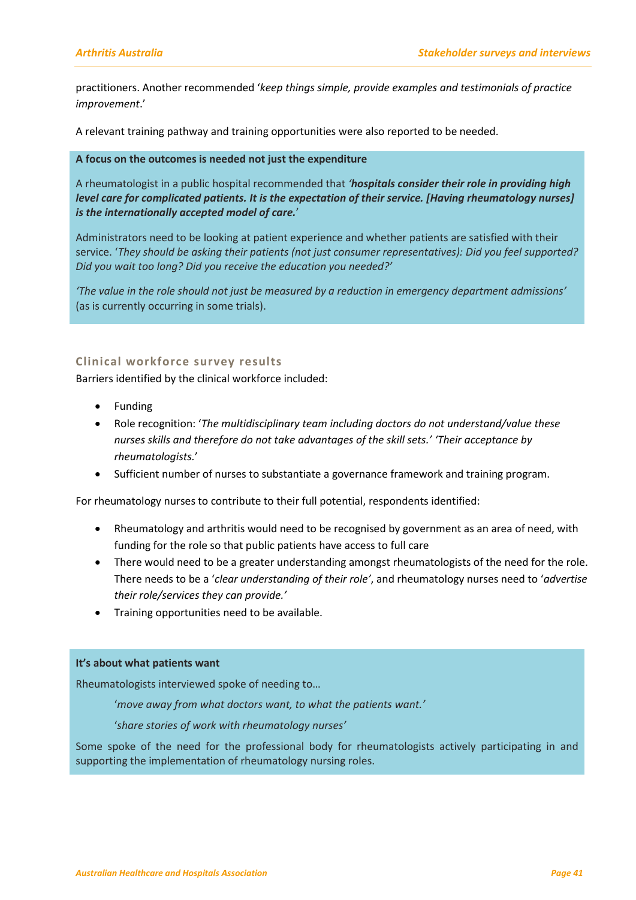practitioners. Another recommended '*keep things simple, provide examples and testimonials of practice improvement*.'

A relevant training pathway and training opportunities were also reported to be needed.

**A focus on the outcomes is needed not just the expenditure**

A rheumatologist in a public hospital recommended that '***hospitals consider their role in providing high level care for complicated patients. It is the expectation of their service. [Having rheumatology nurses] is the internationally accepted model of care.***'

Administrators need to be looking at patient experience and whether patients are satisfied with their service. '*They should be asking their patients (not just consumer representatives): Did you feel supported? Did you wait too long? Did you receive the education you needed?*'

*'The value in the role should not just be measured by a reduction in emergency department admissions'* (as is currently occurring in some trials).

### Clinical workforce survey results

Barriers identified by the clinical workforce included:

- Funding
- Role recognition: '*The multidisciplinary team including doctors do not understand/value these nurses skills and therefore do not take advantages of the skill sets.*' '*Their acceptance by rheumatologists.*'
- Sufficient number of nurses to substantiate a governance framework and training program.

For rheumatology nurses to contribute to their full potential, respondents identified:

- Rheumatology and arthritis would need to be recognised by government as an area of need, with funding for the role so that public patients have access to full care
- There would need to be a greater understanding amongst rheumatologists of the need for the role. There needs to be a '*clear understanding of their role*', and rheumatology nurses need to '*advertise their role/services they can provide.*'
- Training opportunities need to be available.

**It's about what patients want**

Rheumatologists interviewed spoke of needing to…

> '*move away from what doctors want, to what the patients want.*'
>
> '*share stories of work with rheumatology nurses*'

Some spoke of the need for the professional body for rheumatologists actively participating in and supporting the implementation of rheumatology nursing roles.